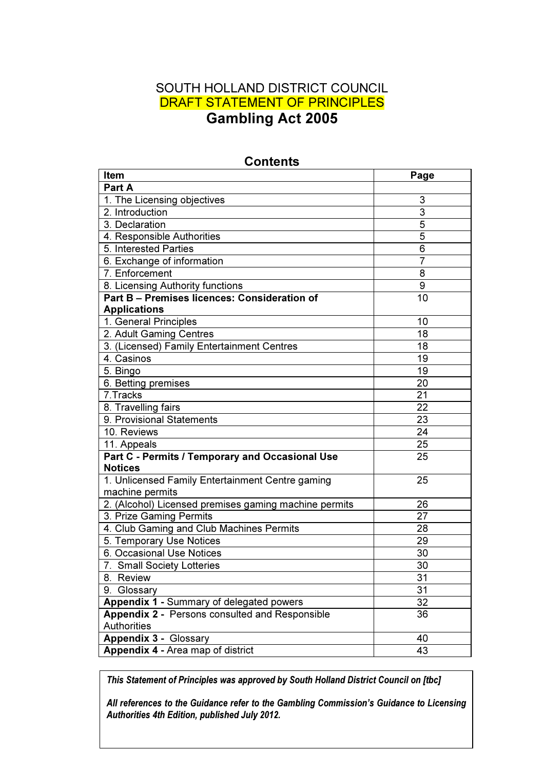SOUTH HOLLAND DISTRICT COUNCIL

DRAFT STATEMENT OF PRINCIPLES

# Gambling Act 2005

## Contents

| Item | Page |
|---|---|
| **Part A** | |
| 1. The Licensing objectives | 3 |
| 2. Introduction | 3 |
| 3. Declaration | 5 |
| 4. Responsible Authorities | 5 |
| 5. Interested Parties | 6 |
| 6. Exchange of information | 7 |
| 7. Enforcement | 8 |
| 8. Licensing Authority functions | 9 |
| **Part B – Premises licences: Consideration of Applications** | 10 |
| 1. General Principles | 10 |
| 2. Adult Gaming Centres | 18 |
| 3. (Licensed) Family Entertainment Centres | 18 |
| 4. Casinos | 19 |
| 5. Bingo | 19 |
| 6. Betting premises | 20 |
| 7.Tracks | 21 |
| 8. Travelling fairs | 22 |
| 9. Provisional Statements | 23 |
| 10. Reviews | 24 |
| 11. Appeals | 25 |
| **Part C - Permits / Temporary and Occasional Use Notices** | 25 |
| 1. Unlicensed Family Entertainment Centre gaming machine permits | 25 |
| 2. (Alcohol) Licensed premises gaming machine permits | 26 |
| 3. Prize Gaming Permits | 27 |
| 4. Club Gaming and Club Machines Permits | 28 |
| 5. Temporary Use Notices | 29 |
| 6. Occasional Use Notices | 30 |
| 7. Small Society Lotteries | 30 |
| 8. Review | 31 |
| 9. Glossary | 31 |
| **Appendix 1 -** Summary of delegated powers | 32 |
| **Appendix 2 -** Persons consulted and Responsible Authorities | 36 |
| **Appendix 3 -** Glossary | 40 |
| **Appendix 4 -** Area map of district | 43 |

***This Statement of Principles was approved by South Holland District Council on [tbc]***

***All references to the Guidance refer to the Gambling Commission's Guidance to Licensing Authorities 4th Edition, published July 2012.***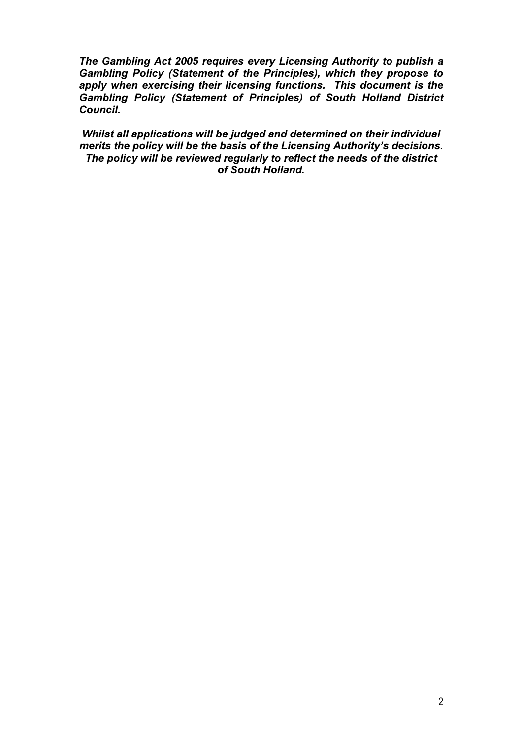***The Gambling Act 2005 requires every Licensing Authority to publish a Gambling Policy (Statement of the Principles), which they propose to apply when exercising their licensing functions. This document is the Gambling Policy (Statement of Principles) of South Holland District Council.***

***Whilst all applications will be judged and determined on their individual merits the policy will be the basis of the Licensing Authority's decisions. The policy will be reviewed regularly to reflect the needs of the district of South Holland.***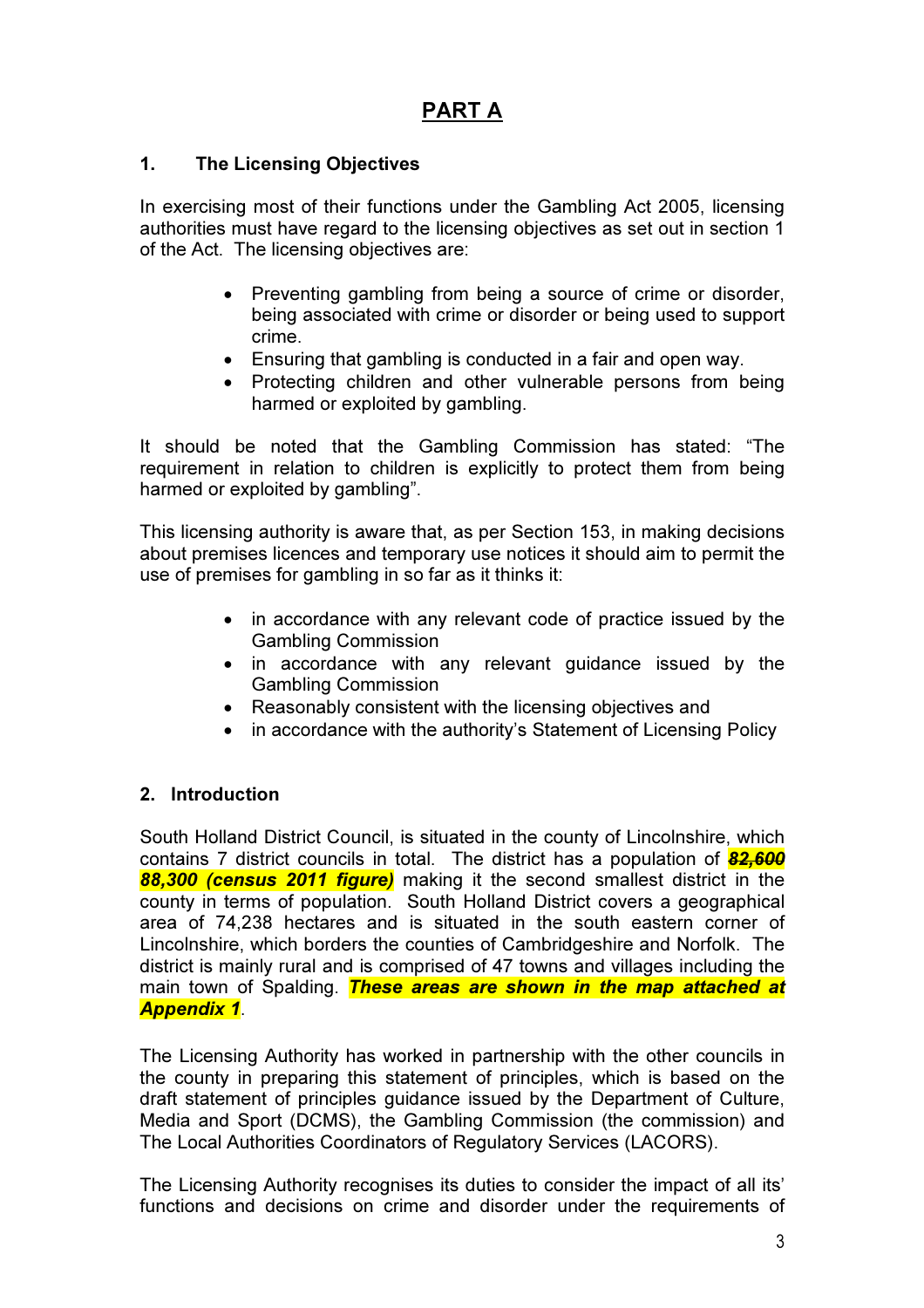# PART A

## 1. The Licensing Objectives

In exercising most of their functions under the Gambling Act 2005, licensing authorities must have regard to the licensing objectives as set out in section 1 of the Act. The licensing objectives are:

- Preventing gambling from being a source of crime or disorder, being associated with crime or disorder or being used to support crime.
- Ensuring that gambling is conducted in a fair and open way.
- Protecting children and other vulnerable persons from being harmed or exploited by gambling.

It should be noted that the Gambling Commission has stated: "The requirement in relation to children is explicitly to protect them from being harmed or exploited by gambling".

This licensing authority is aware that, as per Section 153, in making decisions about premises licences and temporary use notices it should aim to permit the use of premises for gambling in so far as it thinks it:

- in accordance with any relevant code of practice issued by the Gambling Commission
- in accordance with any relevant guidance issued by the Gambling Commission
- Reasonably consistent with the licensing objectives and
- in accordance with the authority's Statement of Licensing Policy

## 2. Introduction

South Holland District Council, is situated in the county of Lincolnshire, which contains 7 district councils in total. The district has a population of ***~~82,600~~ 88,300 (census 2011 figure)*** making it the second smallest district in the county in terms of population. South Holland District covers a geographical area of 74,238 hectares and is situated in the south eastern corner of Lincolnshire, which borders the counties of Cambridgeshire and Norfolk. The district is mainly rural and is comprised of 47 towns and villages including the main town of Spalding. ***These areas are shown in the map attached at Appendix 1***.

The Licensing Authority has worked in partnership with the other councils in the county in preparing this statement of principles, which is based on the draft statement of principles guidance issued by the Department of Culture, Media and Sport (DCMS), the Gambling Commission (the commission) and The Local Authorities Coordinators of Regulatory Services (LACORS).

The Licensing Authority recognises its duties to consider the impact of all its' functions and decisions on crime and disorder under the requirements of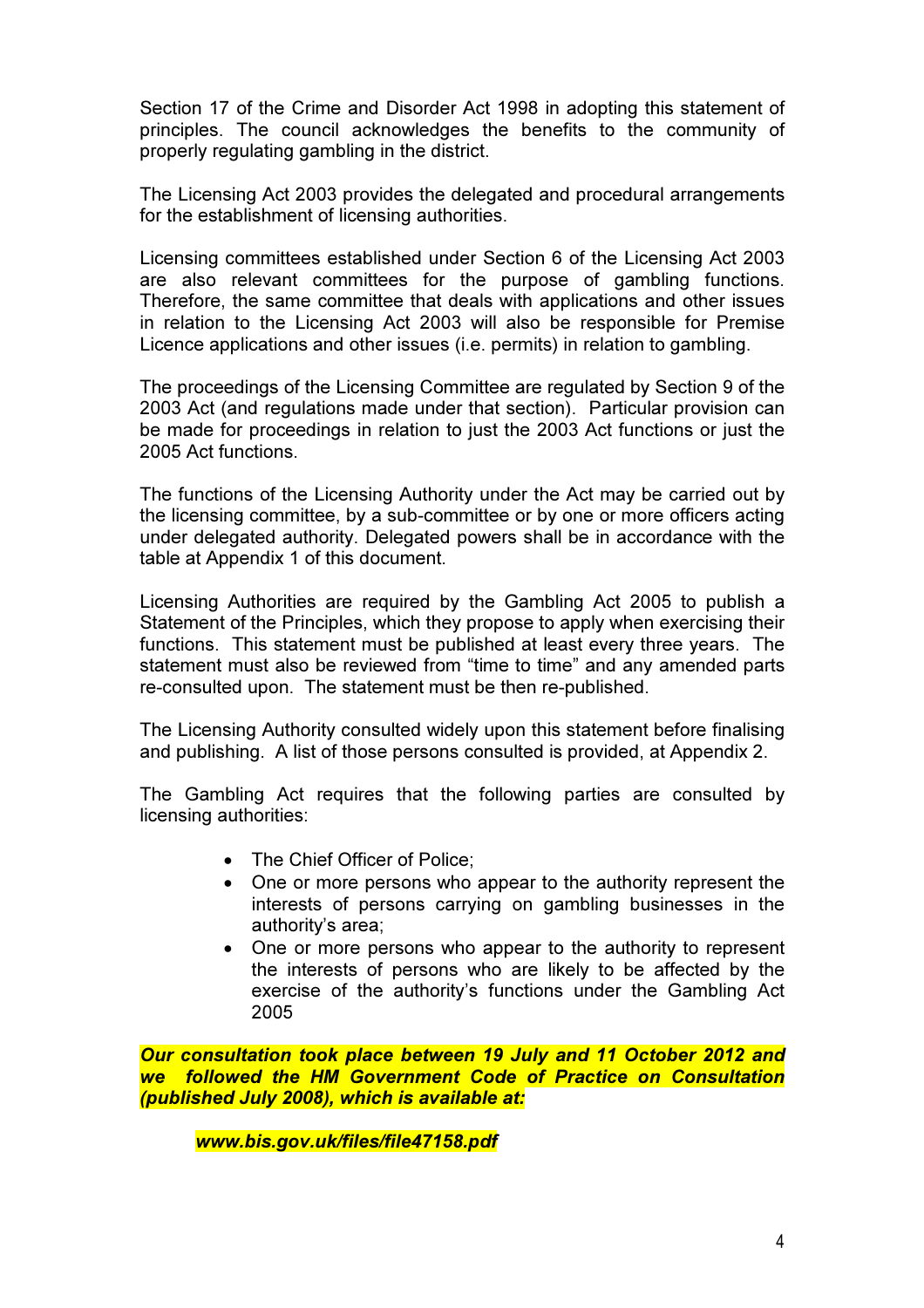Section 17 of the Crime and Disorder Act 1998 in adopting this statement of principles. The council acknowledges the benefits to the community of properly regulating gambling in the district.

The Licensing Act 2003 provides the delegated and procedural arrangements for the establishment of licensing authorities.

Licensing committees established under Section 6 of the Licensing Act 2003 are also relevant committees for the purpose of gambling functions. Therefore, the same committee that deals with applications and other issues in relation to the Licensing Act 2003 will also be responsible for Premise Licence applications and other issues (i.e. permits) in relation to gambling.

The proceedings of the Licensing Committee are regulated by Section 9 of the 2003 Act (and regulations made under that section). Particular provision can be made for proceedings in relation to just the 2003 Act functions or just the 2005 Act functions.

The functions of the Licensing Authority under the Act may be carried out by the licensing committee, by a sub-committee or by one or more officers acting under delegated authority. Delegated powers shall be in accordance with the table at Appendix 1 of this document.

Licensing Authorities are required by the Gambling Act 2005 to publish a Statement of the Principles, which they propose to apply when exercising their functions. This statement must be published at least every three years. The statement must also be reviewed from "time to time" and any amended parts re-consulted upon. The statement must be then re-published.

The Licensing Authority consulted widely upon this statement before finalising and publishing. A list of those persons consulted is provided, at Appendix 2.

The Gambling Act requires that the following parties are consulted by licensing authorities:

- The Chief Officer of Police;
- One or more persons who appear to the authority represent the interests of persons carrying on gambling businesses in the authority's area;
- One or more persons who appear to the authority to represent the interests of persons who are likely to be affected by the exercise of the authority's functions under the Gambling Act 2005

***Our consultation took place between 19 July and 11 October 2012 and we followed the HM Government Code of Practice on Consultation (published July 2008), which is available at:***

***www.bis.gov.uk/files/file47158.pdf***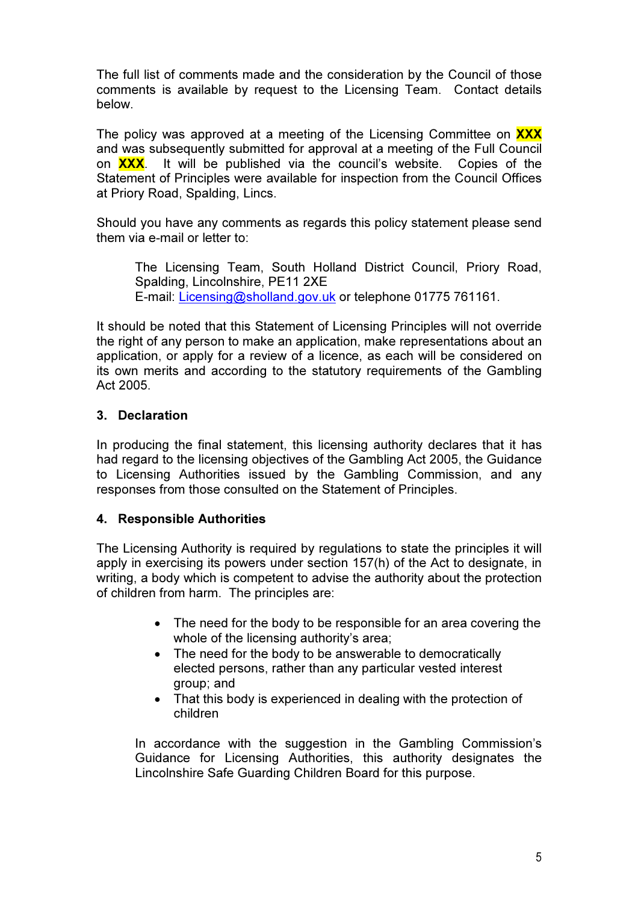The full list of comments made and the consideration by the Council of those comments is available by request to the Licensing Team. Contact details below.

The policy was approved at a meeting of the Licensing Committee on **XXX** and was subsequently submitted for approval at a meeting of the Full Council on **XXX**. It will be published via the council's website. Copies of the Statement of Principles were available for inspection from the Council Offices at Priory Road, Spalding, Lincs.

Should you have any comments as regards this policy statement please send them via e-mail or letter to:

> The Licensing Team, South Holland District Council, Priory Road, Spalding, Lincolnshire, PE11 2XE
> E-mail: Licensing@sholland.gov.uk or telephone 01775 761161.

It should be noted that this Statement of Licensing Principles will not override the right of any person to make an application, make representations about an application, or apply for a review of a licence, as each will be considered on its own merits and according to the statutory requirements of the Gambling Act 2005.

## 3. Declaration

In producing the final statement, this licensing authority declares that it has had regard to the licensing objectives of the Gambling Act 2005, the Guidance to Licensing Authorities issued by the Gambling Commission, and any responses from those consulted on the Statement of Principles.

## 4. Responsible Authorities

The Licensing Authority is required by regulations to state the principles it will apply in exercising its powers under section 157(h) of the Act to designate, in writing, a body which is competent to advise the authority about the protection of children from harm. The principles are:

- The need for the body to be responsible for an area covering the whole of the licensing authority's area;
- The need for the body to be answerable to democratically elected persons, rather than any particular vested interest group; and
- That this body is experienced in dealing with the protection of children

In accordance with the suggestion in the Gambling Commission's Guidance for Licensing Authorities, this authority designates the Lincolnshire Safe Guarding Children Board for this purpose.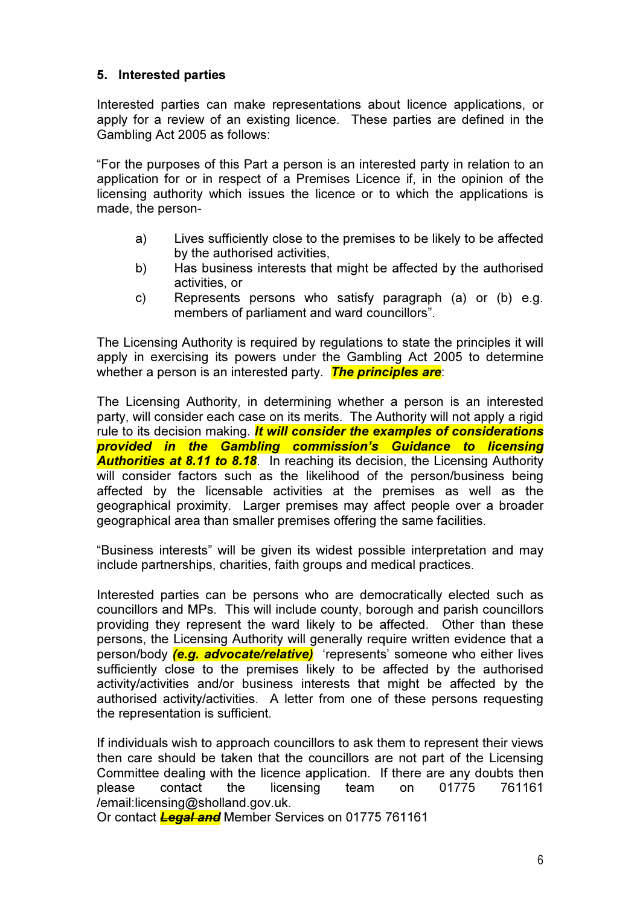## 5. Interested parties

Interested parties can make representations about licence applications, or apply for a review of an existing licence. These parties are defined in the Gambling Act 2005 as follows:

"For the purposes of this Part a person is an interested party in relation to an application for or in respect of a Premises Licence if, in the opinion of the licensing authority which issues the licence or to which the applications is made, the person-

- a) Lives sufficiently close to the premises to be likely to be affected by the authorised activities,
- b) Has business interests that might be affected by the authorised activities, or
- c) Represents persons who satisfy paragraph (a) or (b) e.g. members of parliament and ward councillors".

The Licensing Authority is required by regulations to state the principles it will apply in exercising its powers under the Gambling Act 2005 to determine whether a person is an interested party. ***The principles are***:

The Licensing Authority, in determining whether a person is an interested party, will consider each case on its merits. The Authority will not apply a rigid rule to its decision making. ***It will consider the examples of considerations provided in the Gambling commission's Guidance to licensing Authorities at 8.11 to 8.18***. In reaching its decision, the Licensing Authority will consider factors such as the likelihood of the person/business being affected by the licensable activities at the premises as well as the geographical proximity. Larger premises may affect people over a broader geographical area than smaller premises offering the same facilities.

"Business interests" will be given its widest possible interpretation and may include partnerships, charities, faith groups and medical practices.

Interested parties can be persons who are democratically elected such as councillors and MPs. This will include county, borough and parish councillors providing they represent the ward likely to be affected. Other than these persons, the Licensing Authority will generally require written evidence that a person/body ***(e.g. advocate/relative)*** 'represents' someone who either lives sufficiently close to the premises likely to be affected by the authorised activity/activities and/or business interests that might be affected by the authorised activity/activities. A letter from one of these persons requesting the representation is sufficient.

If individuals wish to approach councillors to ask them to represent their views then care should be taken that the councillors are not part of the Licensing Committee dealing with the licence application. If there are any doubts then please contact the licensing team on 01775 761161 /email:licensing@sholland.gov.uk.
Or contact ~~***Legal and***~~ Member Services on 01775 761161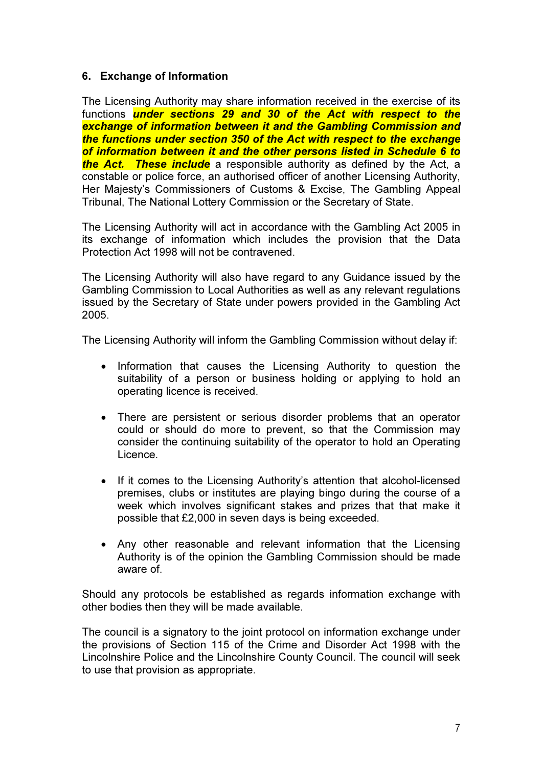## 6. Exchange of Information

The Licensing Authority may share information received in the exercise of its functions ***under sections 29 and 30 of the Act with respect to the exchange of information between it and the Gambling Commission and the functions under section 350 of the Act with respect to the exchange of information between it and the other persons listed in Schedule 6 to the Act. These include*** a responsible authority as defined by the Act, a constable or police force, an authorised officer of another Licensing Authority, Her Majesty's Commissioners of Customs & Excise, The Gambling Appeal Tribunal, The National Lottery Commission or the Secretary of State.

The Licensing Authority will act in accordance with the Gambling Act 2005 in its exchange of information which includes the provision that the Data Protection Act 1998 will not be contravened.

The Licensing Authority will also have regard to any Guidance issued by the Gambling Commission to Local Authorities as well as any relevant regulations issued by the Secretary of State under powers provided in the Gambling Act 2005.

The Licensing Authority will inform the Gambling Commission without delay if:

- Information that causes the Licensing Authority to question the suitability of a person or business holding or applying to hold an operating licence is received.
- There are persistent or serious disorder problems that an operator could or should do more to prevent, so that the Commission may consider the continuing suitability of the operator to hold an Operating Licence.
- If it comes to the Licensing Authority's attention that alcohol-licensed premises, clubs or institutes are playing bingo during the course of a week which involves significant stakes and prizes that that make it possible that £2,000 in seven days is being exceeded.
- Any other reasonable and relevant information that the Licensing Authority is of the opinion the Gambling Commission should be made aware of.

Should any protocols be established as regards information exchange with other bodies then they will be made available.

The council is a signatory to the joint protocol on information exchange under the provisions of Section 115 of the Crime and Disorder Act 1998 with the Lincolnshire Police and the Lincolnshire County Council. The council will seek to use that provision as appropriate.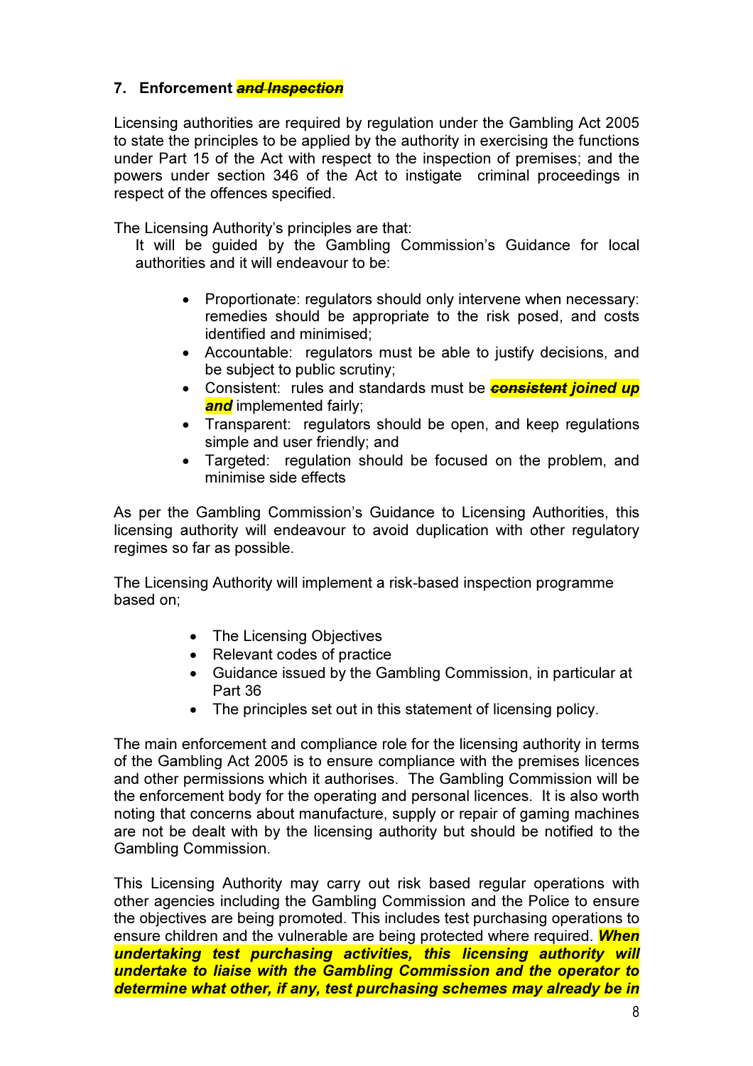## 7. Enforcement ~~***and Inspection***~~

Licensing authorities are required by regulation under the Gambling Act 2005 to state the principles to be applied by the authority in exercising the functions under Part 15 of the Act with respect to the inspection of premises; and the powers under section 346 of the Act to instigate criminal proceedings in respect of the offences specified.

The Licensing Authority's principles are that:

It will be guided by the Gambling Commission's Guidance for local authorities and it will endeavour to be:

- Proportionate: regulators should only intervene when necessary: remedies should be appropriate to the risk posed, and costs identified and minimised;
- Accountable: regulators must be able to justify decisions, and be subject to public scrutiny;
- Consistent: rules and standards must be ~~***consistent***~~ ***joined up and*** implemented fairly;
- Transparent: regulators should be open, and keep regulations simple and user friendly; and
- Targeted: regulation should be focused on the problem, and minimise side effects

As per the Gambling Commission's Guidance to Licensing Authorities, this licensing authority will endeavour to avoid duplication with other regulatory regimes so far as possible.

The Licensing Authority will implement a risk-based inspection programme based on;

- The Licensing Objectives
- Relevant codes of practice
- Guidance issued by the Gambling Commission, in particular at Part 36
- The principles set out in this statement of licensing policy.

The main enforcement and compliance role for the licensing authority in terms of the Gambling Act 2005 is to ensure compliance with the premises licences and other permissions which it authorises. The Gambling Commission will be the enforcement body for the operating and personal licences. It is also worth noting that concerns about manufacture, supply or repair of gaming machines are not be dealt with by the licensing authority but should be notified to the Gambling Commission.

This Licensing Authority may carry out risk based regular operations with other agencies including the Gambling Commission and the Police to ensure the objectives are being promoted. This includes test purchasing operations to ensure children and the vulnerable are being protected where required. ***When undertaking test purchasing activities, this licensing authority will undertake to liaise with the Gambling Commission and the operator to determine what other, if any, test purchasing schemes may already be in***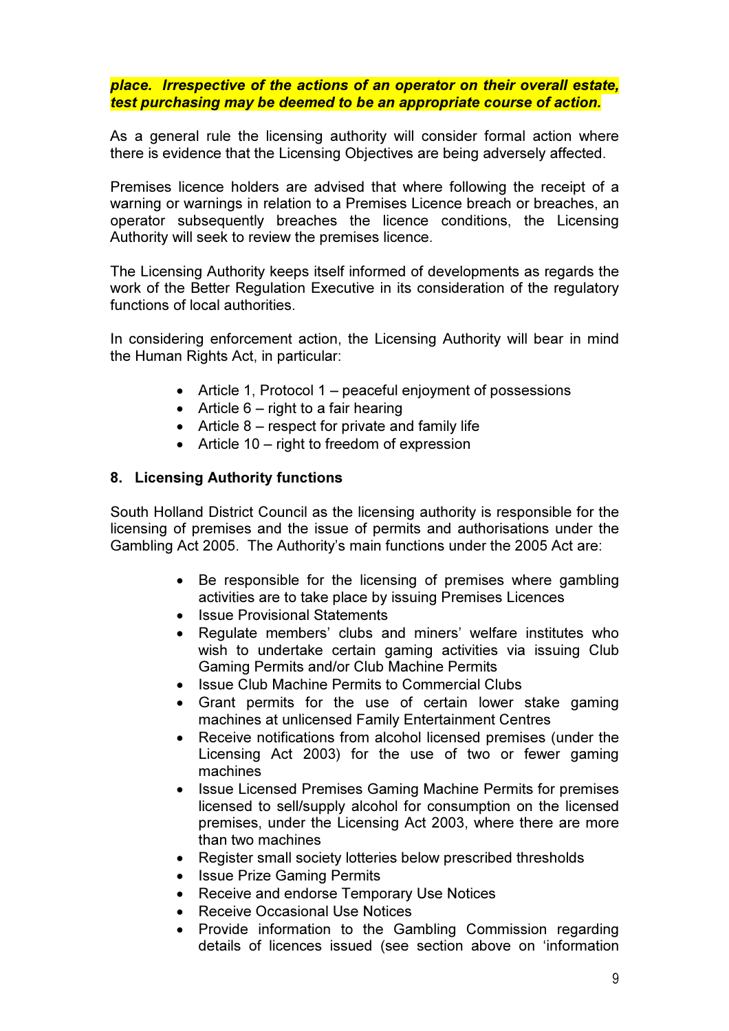***place. Irrespective of the actions of an operator on their overall estate, test purchasing may be deemed to be an appropriate course of action.***

As a general rule the licensing authority will consider formal action where there is evidence that the Licensing Objectives are being adversely affected.

Premises licence holders are advised that where following the receipt of a warning or warnings in relation to a Premises Licence breach or breaches, an operator subsequently breaches the licence conditions, the Licensing Authority will seek to review the premises licence.

The Licensing Authority keeps itself informed of developments as regards the work of the Better Regulation Executive in its consideration of the regulatory functions of local authorities.

In considering enforcement action, the Licensing Authority will bear in mind the Human Rights Act, in particular:

- Article 1, Protocol 1 – peaceful enjoyment of possessions
- Article 6 – right to a fair hearing
- Article 8 – respect for private and family life
- Article 10 – right to freedom of expression

## 8. Licensing Authority functions

South Holland District Council as the licensing authority is responsible for the licensing of premises and the issue of permits and authorisations under the Gambling Act 2005. The Authority's main functions under the 2005 Act are:

- Be responsible for the licensing of premises where gambling activities are to take place by issuing Premises Licences
- Issue Provisional Statements
- Regulate members' clubs and miners' welfare institutes who wish to undertake certain gaming activities via issuing Club Gaming Permits and/or Club Machine Permits
- Issue Club Machine Permits to Commercial Clubs
- Grant permits for the use of certain lower stake gaming machines at unlicensed Family Entertainment Centres
- Receive notifications from alcohol licensed premises (under the Licensing Act 2003) for the use of two or fewer gaming machines
- Issue Licensed Premises Gaming Machine Permits for premises licensed to sell/supply alcohol for consumption on the licensed premises, under the Licensing Act 2003, where there are more than two machines
- Register small society lotteries below prescribed thresholds
- Issue Prize Gaming Permits
- Receive and endorse Temporary Use Notices
- Receive Occasional Use Notices
- Provide information to the Gambling Commission regarding details of licences issued (see section above on 'information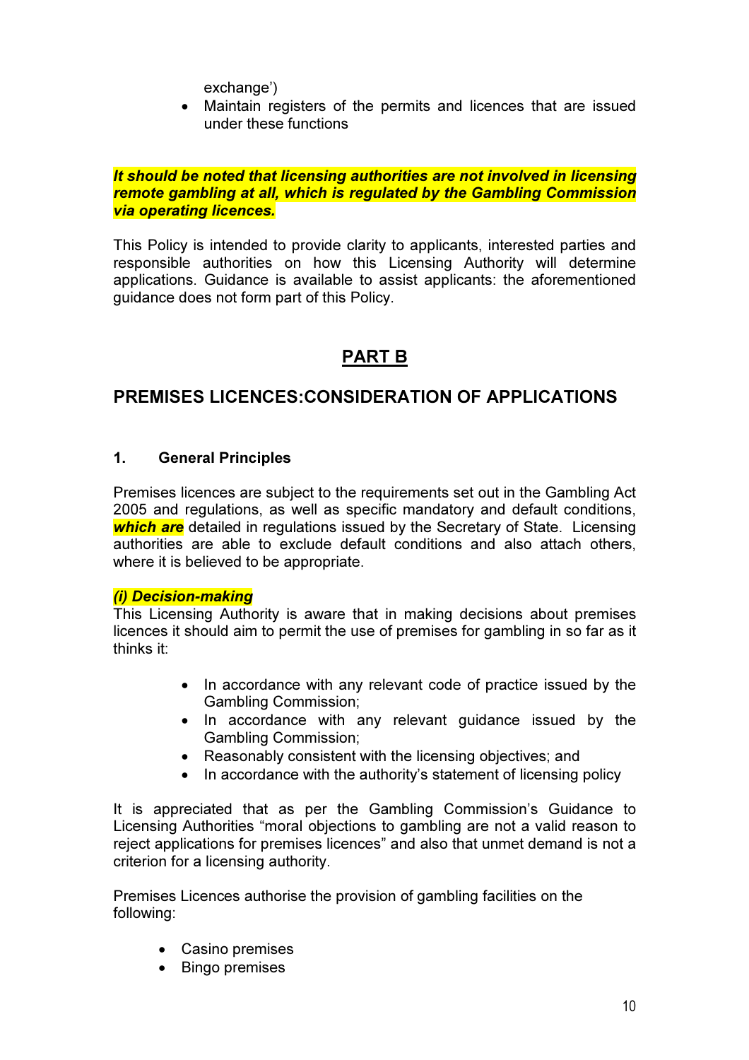exchange')

- Maintain registers of the permits and licences that are issued under these functions

***It should be noted that licensing authorities are not involved in licensing remote gambling at all, which is regulated by the Gambling Commission via operating licences.***

This Policy is intended to provide clarity to applicants, interested parties and responsible authorities on how this Licensing Authority will determine applications. Guidance is available to assist applicants: the aforementioned guidance does not form part of this Policy.

## PART B

## PREMISES LICENCES:CONSIDERATION OF APPLICATIONS

### 1. General Principles

Premises licences are subject to the requirements set out in the Gambling Act 2005 and regulations, as well as specific mandatory and default conditions, ***which are*** detailed in regulations issued by the Secretary of State. Licensing authorities are able to exclude default conditions and also attach others, where it is believed to be appropriate.

***(i) Decision-making***

This Licensing Authority is aware that in making decisions about premises licences it should aim to permit the use of premises for gambling in so far as it thinks it:

- In accordance with any relevant code of practice issued by the Gambling Commission;
- In accordance with any relevant guidance issued by the Gambling Commission;
- Reasonably consistent with the licensing objectives; and
- In accordance with the authority's statement of licensing policy

It is appreciated that as per the Gambling Commission's Guidance to Licensing Authorities "moral objections to gambling are not a valid reason to reject applications for premises licences" and also that unmet demand is not a criterion for a licensing authority.

Premises Licences authorise the provision of gambling facilities on the following:

- Casino premises
- Bingo premises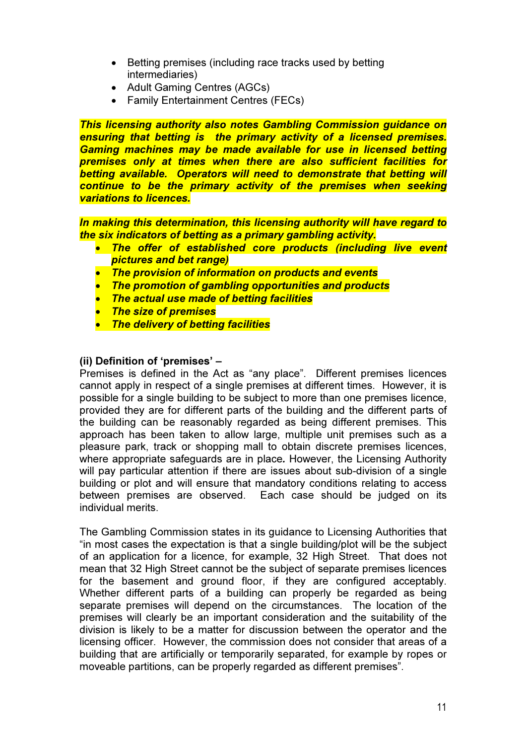- Betting premises (including race tracks used by betting intermediaries)
- Adult Gaming Centres (AGCs)
- Family Entertainment Centres (FECs)

***This licensing authority also notes Gambling Commission guidance on ensuring that betting is the primary activity of a licensed premises. Gaming machines may be made available for use in licensed betting premises only at times when there are also sufficient facilities for betting available. Operators will need to demonstrate that betting will continue to be the primary activity of the premises when seeking variations to licences.***

***In making this determination, this licensing authority will have regard to the six indicators of betting as a primary gambling activity.***

- ***The offer of established core products (including live event pictures and bet range)***
- ***The provision of information on products and events***
- ***The promotion of gambling opportunities and products***
- ***The actual use made of betting facilities***
- ***The size of premises***
- ***The delivery of betting facilities***

**(ii) Definition of 'premises' –**

Premises is defined in the Act as "any place". Different premises licences cannot apply in respect of a single premises at different times. However, it is possible for a single building to be subject to more than one premises licence, provided they are for different parts of the building and the different parts of the building can be reasonably regarded as being different premises. This approach has been taken to allow large, multiple unit premises such as a pleasure park, track or shopping mall to obtain discrete premises licences, where appropriate safeguards are in place**.** However, the Licensing Authority will pay particular attention if there are issues about sub-division of a single building or plot and will ensure that mandatory conditions relating to access between premises are observed. Each case should be judged on its individual merits.

The Gambling Commission states in its guidance to Licensing Authorities that "in most cases the expectation is that a single building/plot will be the subject of an application for a licence, for example, 32 High Street. That does not mean that 32 High Street cannot be the subject of separate premises licences for the basement and ground floor, if they are configured acceptably. Whether different parts of a building can properly be regarded as being separate premises will depend on the circumstances. The location of the premises will clearly be an important consideration and the suitability of the division is likely to be a matter for discussion between the operator and the licensing officer. However, the commission does not consider that areas of a building that are artificially or temporarily separated, for example by ropes or moveable partitions, can be properly regarded as different premises".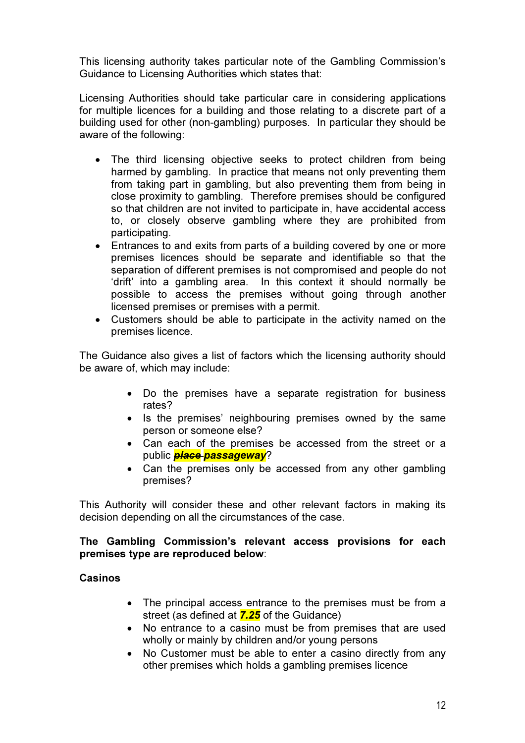This licensing authority takes particular note of the Gambling Commission's Guidance to Licensing Authorities which states that:

Licensing Authorities should take particular care in considering applications for multiple licences for a building and those relating to a discrete part of a building used for other (non-gambling) purposes. In particular they should be aware of the following:

- The third licensing objective seeks to protect children from being harmed by gambling. In practice that means not only preventing them from taking part in gambling, but also preventing them from being in close proximity to gambling. Therefore premises should be configured so that children are not invited to participate in, have accidental access to, or closely observe gambling where they are prohibited from participating.
- Entrances to and exits from parts of a building covered by one or more premises licences should be separate and identifiable so that the separation of different premises is not compromised and people do not 'drift' into a gambling area. In this context it should normally be possible to access the premises without going through another licensed premises or premises with a permit.
- Customers should be able to participate in the activity named on the premises licence.

The Guidance also gives a list of factors which the licensing authority should be aware of, which may include:

- Do the premises have a separate registration for business rates?
- Is the premises' neighbouring premises owned by the same person or someone else?
- Can each of the premises be accessed from the street or a public ~~*place*~~ ***passageway***?
- Can the premises only be accessed from any other gambling premises?

This Authority will consider these and other relevant factors in making its decision depending on all the circumstances of the case.

**The Gambling Commission's relevant access provisions for each premises type are reproduced below**:

**Casinos**

- The principal access entrance to the premises must be from a street (as defined at ***7.25*** of the Guidance)
- No entrance to a casino must be from premises that are used wholly or mainly by children and/or young persons
- No Customer must be able to enter a casino directly from any other premises which holds a gambling premises licence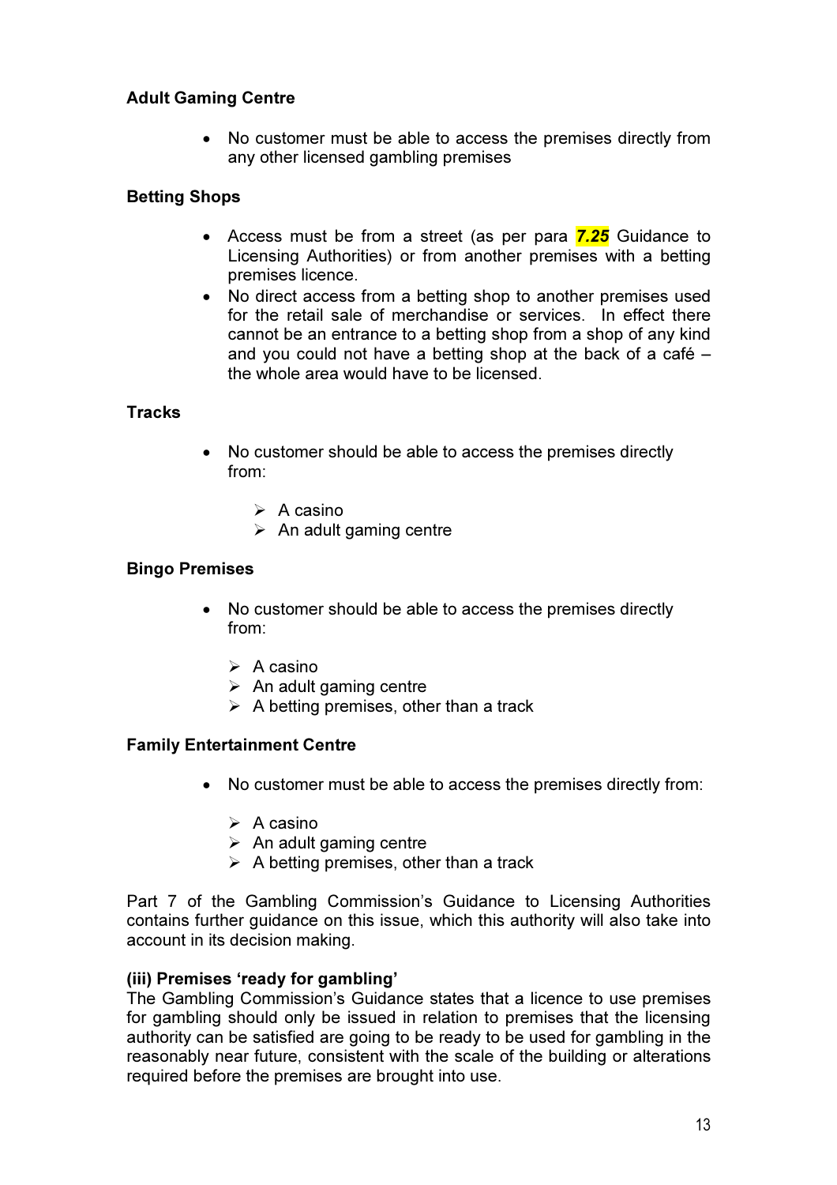**Adult Gaming Centre**

- No customer must be able to access the premises directly from any other licensed gambling premises

**Betting Shops**

- Access must be from a street (as per para ***7.25*** Guidance to Licensing Authorities) or from another premises with a betting premises licence.
- No direct access from a betting shop to another premises used for the retail sale of merchandise or services. In effect there cannot be an entrance to a betting shop from a shop of any kind and you could not have a betting shop at the back of a café – the whole area would have to be licensed.

**Tracks**

- No customer should be able to access the premises directly from:
    - A casino
    - An adult gaming centre

**Bingo Premises**

- No customer should be able to access the premises directly from:
    - A casino
    - An adult gaming centre
    - A betting premises, other than a track

**Family Entertainment Centre**

- No customer must be able to access the premises directly from:
    - A casino
    - An adult gaming centre
    - A betting premises, other than a track

Part 7 of the Gambling Commission's Guidance to Licensing Authorities contains further guidance on this issue, which this authority will also take into account in its decision making.

**(iii) Premises 'ready for gambling'**

The Gambling Commission's Guidance states that a licence to use premises for gambling should only be issued in relation to premises that the licensing authority can be satisfied are going to be ready to be used for gambling in the reasonably near future, consistent with the scale of the building or alterations required before the premises are brought into use.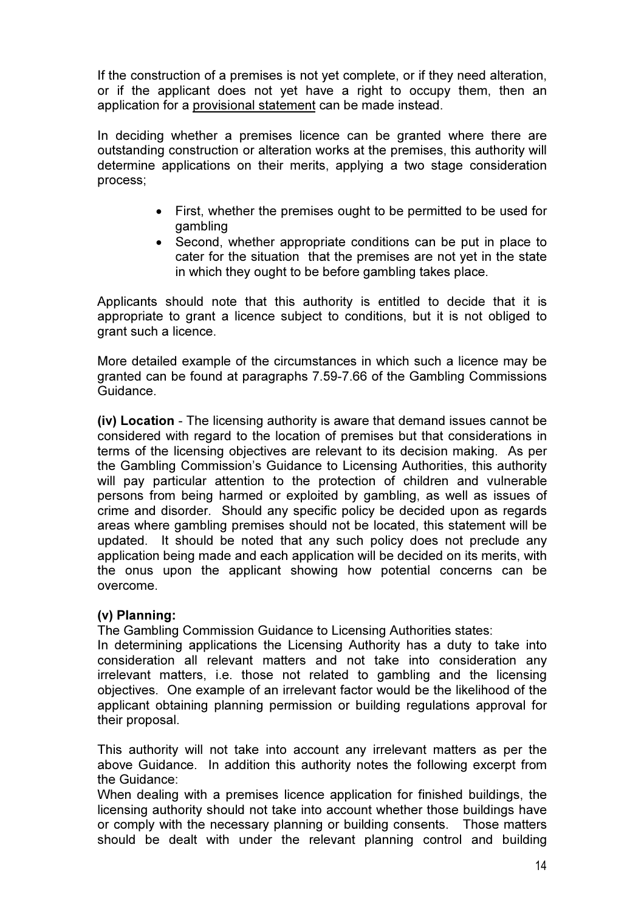If the construction of a premises is not yet complete, or if they need alteration, or if the applicant does not yet have a right to occupy them, then an application for a provisional statement can be made instead.

In deciding whether a premises licence can be granted where there are outstanding construction or alteration works at the premises, this authority will determine applications on their merits, applying a two stage consideration process;

- First, whether the premises ought to be permitted to be used for gambling
- Second, whether appropriate conditions can be put in place to cater for the situation that the premises are not yet in the state in which they ought to be before gambling takes place.

Applicants should note that this authority is entitled to decide that it is appropriate to grant a licence subject to conditions, but it is not obliged to grant such a licence.

More detailed example of the circumstances in which such a licence may be granted can be found at paragraphs 7.59-7.66 of the Gambling Commissions Guidance.

**(iv) Location** - The licensing authority is aware that demand issues cannot be considered with regard to the location of premises but that considerations in terms of the licensing objectives are relevant to its decision making. As per the Gambling Commission's Guidance to Licensing Authorities, this authority will pay particular attention to the protection of children and vulnerable persons from being harmed or exploited by gambling, as well as issues of crime and disorder. Should any specific policy be decided upon as regards areas where gambling premises should not be located, this statement will be updated. It should be noted that any such policy does not preclude any application being made and each application will be decided on its merits, with the onus upon the applicant showing how potential concerns can be overcome.

**(v) Planning:**

The Gambling Commission Guidance to Licensing Authorities states:

In determining applications the Licensing Authority has a duty to take into consideration all relevant matters and not take into consideration any irrelevant matters, i.e. those not related to gambling and the licensing objectives. One example of an irrelevant factor would be the likelihood of the applicant obtaining planning permission or building regulations approval for their proposal.

This authority will not take into account any irrelevant matters as per the above Guidance. In addition this authority notes the following excerpt from the Guidance:

When dealing with a premises licence application for finished buildings, the licensing authority should not take into account whether those buildings have or comply with the necessary planning or building consents. Those matters should be dealt with under the relevant planning control and building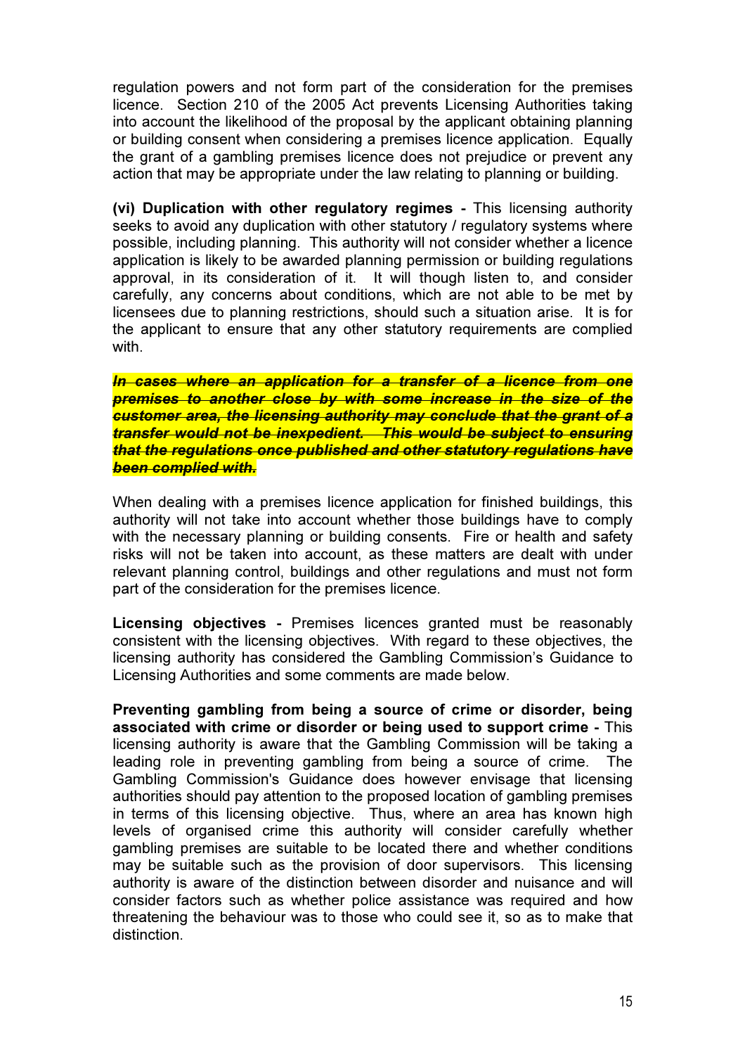regulation powers and not form part of the consideration for the premises licence. Section 210 of the 2005 Act prevents Licensing Authorities taking into account the likelihood of the proposal by the applicant obtaining planning or building consent when considering a premises licence application. Equally the grant of a gambling premises licence does not prejudice or prevent any action that may be appropriate under the law relating to planning or building.

**(vi) Duplication with other regulatory regimes -** This licensing authority seeks to avoid any duplication with other statutory / regulatory systems where possible, including planning. This authority will not consider whether a licence application is likely to be awarded planning permission or building regulations approval, in its consideration of it. It will though listen to, and consider carefully, any concerns about conditions, which are not able to be met by licensees due to planning restrictions, should such a situation arise. It is for the applicant to ensure that any other statutory requirements are complied with.

~~***In cases where an application for a transfer of a licence from one premises to another close by with some increase in the size of the customer area, the licensing authority may conclude that the grant of a transfer would not be inexpedient. This would be subject to ensuring that the regulations once published and other statutory regulations have been complied with.***~~

When dealing with a premises licence application for finished buildings, this authority will not take into account whether those buildings have to comply with the necessary planning or building consents. Fire or health and safety risks will not be taken into account, as these matters are dealt with under relevant planning control, buildings and other regulations and must not form part of the consideration for the premises licence.

**Licensing objectives -** Premises licences granted must be reasonably consistent with the licensing objectives. With regard to these objectives, the licensing authority has considered the Gambling Commission's Guidance to Licensing Authorities and some comments are made below.

**Preventing gambling from being a source of crime or disorder, being associated with crime or disorder or being used to support crime -** This licensing authority is aware that the Gambling Commission will be taking a leading role in preventing gambling from being a source of crime. The Gambling Commission's Guidance does however envisage that licensing authorities should pay attention to the proposed location of gambling premises in terms of this licensing objective. Thus, where an area has known high levels of organised crime this authority will consider carefully whether gambling premises are suitable to be located there and whether conditions may be suitable such as the provision of door supervisors. This licensing authority is aware of the distinction between disorder and nuisance and will consider factors such as whether police assistance was required and how threatening the behaviour was to those who could see it, so as to make that distinction.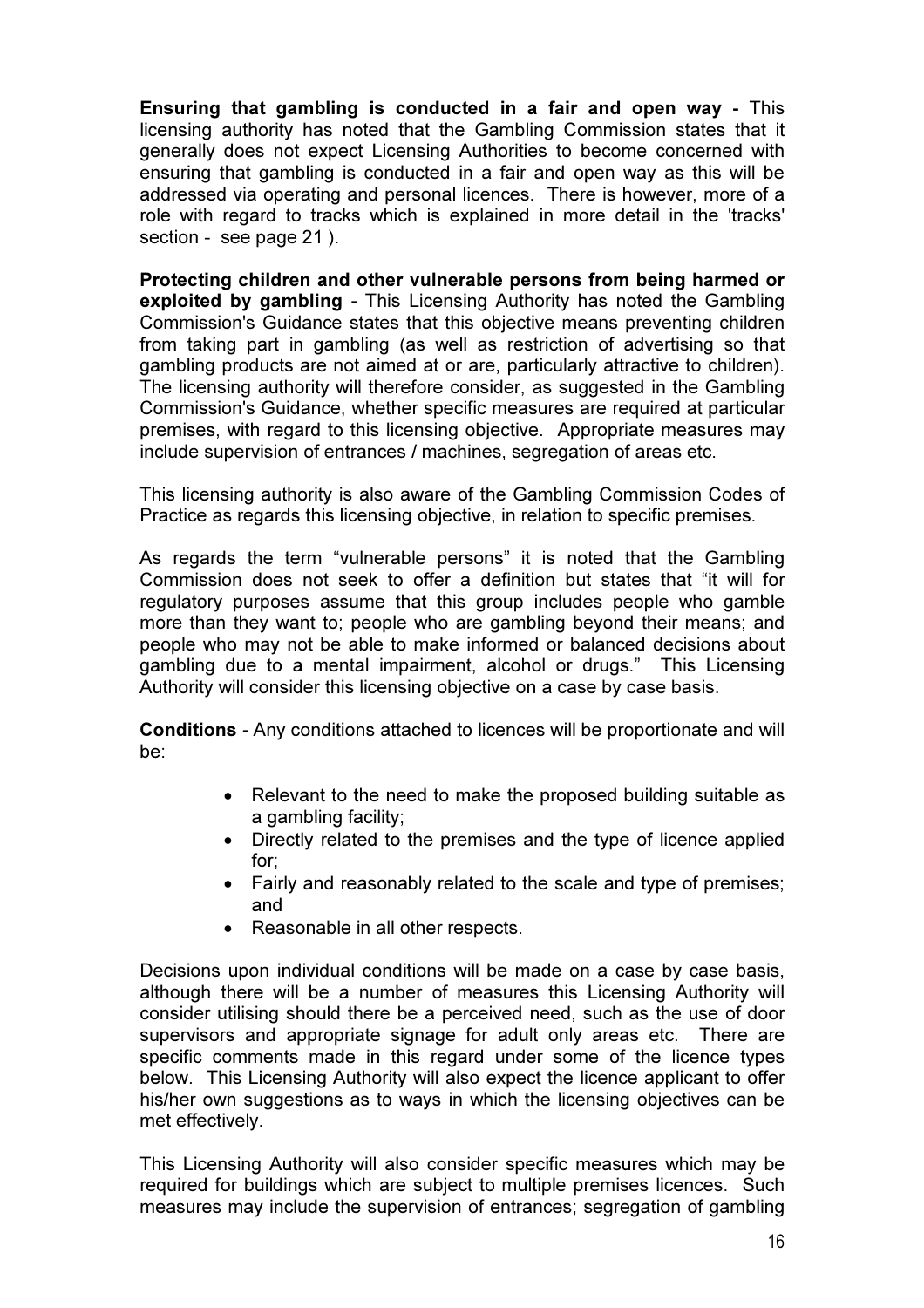**Ensuring that gambling is conducted in a fair and open way -** This licensing authority has noted that the Gambling Commission states that it generally does not expect Licensing Authorities to become concerned with ensuring that gambling is conducted in a fair and open way as this will be addressed via operating and personal licences. There is however, more of a role with regard to tracks which is explained in more detail in the 'tracks' section - see page 21 ).

**Protecting children and other vulnerable persons from being harmed or exploited by gambling -** This Licensing Authority has noted the Gambling Commission's Guidance states that this objective means preventing children from taking part in gambling (as well as restriction of advertising so that gambling products are not aimed at or are, particularly attractive to children). The licensing authority will therefore consider, as suggested in the Gambling Commission's Guidance, whether specific measures are required at particular premises, with regard to this licensing objective. Appropriate measures may include supervision of entrances / machines, segregation of areas etc.

This licensing authority is also aware of the Gambling Commission Codes of Practice as regards this licensing objective, in relation to specific premises.

As regards the term "vulnerable persons" it is noted that the Gambling Commission does not seek to offer a definition but states that "it will for regulatory purposes assume that this group includes people who gamble more than they want to; people who are gambling beyond their means; and people who may not be able to make informed or balanced decisions about gambling due to a mental impairment, alcohol or drugs." This Licensing Authority will consider this licensing objective on a case by case basis.

**Conditions -** Any conditions attached to licences will be proportionate and will be:

- Relevant to the need to make the proposed building suitable as a gambling facility;
- Directly related to the premises and the type of licence applied for;
- Fairly and reasonably related to the scale and type of premises; and
- Reasonable in all other respects.

Decisions upon individual conditions will be made on a case by case basis, although there will be a number of measures this Licensing Authority will consider utilising should there be a perceived need, such as the use of door supervisors and appropriate signage for adult only areas etc. There are specific comments made in this regard under some of the licence types below. This Licensing Authority will also expect the licence applicant to offer his/her own suggestions as to ways in which the licensing objectives can be met effectively.

This Licensing Authority will also consider specific measures which may be required for buildings which are subject to multiple premises licences. Such measures may include the supervision of entrances; segregation of gambling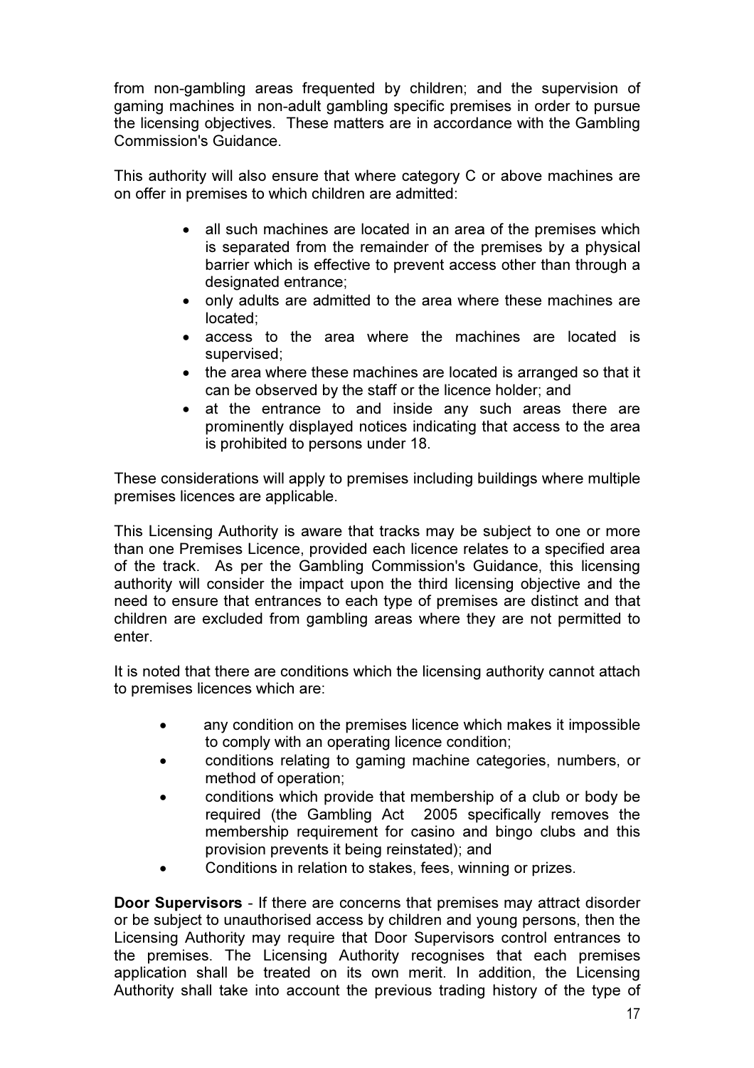from non-gambling areas frequented by children; and the supervision of gaming machines in non-adult gambling specific premises in order to pursue the licensing objectives. These matters are in accordance with the Gambling Commission's Guidance.

This authority will also ensure that where category C or above machines are on offer in premises to which children are admitted:

- all such machines are located in an area of the premises which is separated from the remainder of the premises by a physical barrier which is effective to prevent access other than through a designated entrance;
- only adults are admitted to the area where these machines are located;
- access to the area where the machines are located is supervised;
- the area where these machines are located is arranged so that it can be observed by the staff or the licence holder; and
- at the entrance to and inside any such areas there are prominently displayed notices indicating that access to the area is prohibited to persons under 18.

These considerations will apply to premises including buildings where multiple premises licences are applicable.

This Licensing Authority is aware that tracks may be subject to one or more than one Premises Licence, provided each licence relates to a specified area of the track. As per the Gambling Commission's Guidance, this licensing authority will consider the impact upon the third licensing objective and the need to ensure that entrances to each type of premises are distinct and that children are excluded from gambling areas where they are not permitted to enter.

It is noted that there are conditions which the licensing authority cannot attach to premises licences which are:

- any condition on the premises licence which makes it impossible to comply with an operating licence condition;
- conditions relating to gaming machine categories, numbers, or method of operation;
- conditions which provide that membership of a club or body be required (the Gambling Act 2005 specifically removes the membership requirement for casino and bingo clubs and this provision prevents it being reinstated); and
- Conditions in relation to stakes, fees, winning or prizes.

**Door Supervisors** - If there are concerns that premises may attract disorder or be subject to unauthorised access by children and young persons, then the Licensing Authority may require that Door Supervisors control entrances to the premises. The Licensing Authority recognises that each premises application shall be treated on its own merit. In addition, the Licensing Authority shall take into account the previous trading history of the type of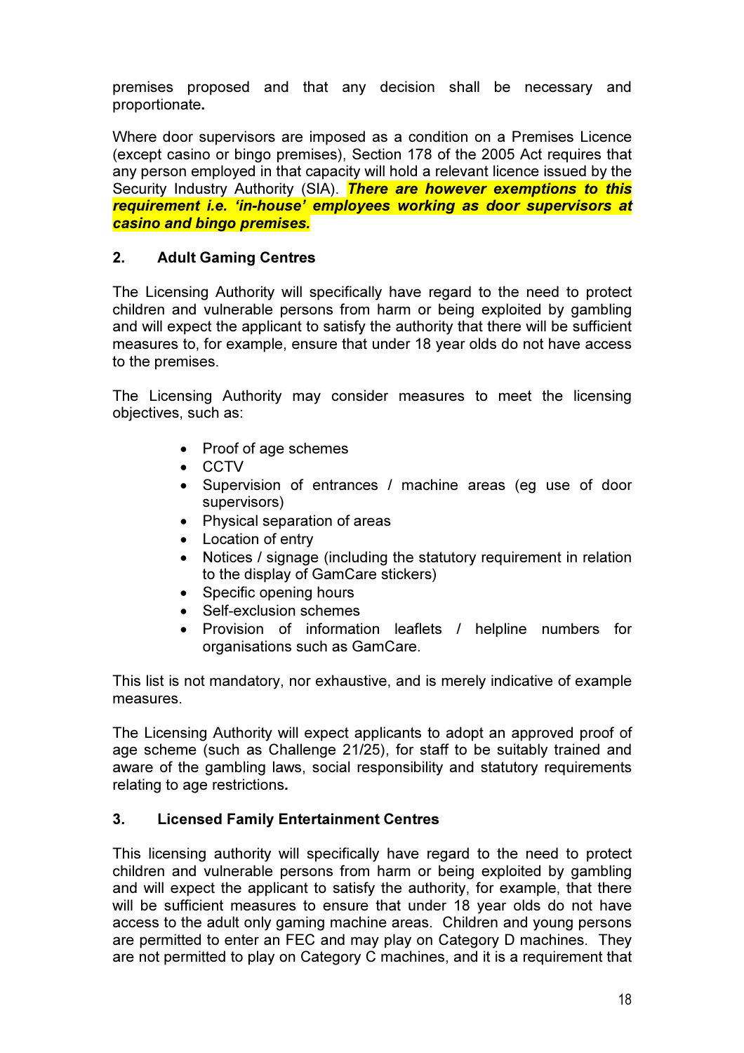premises proposed and that any decision shall be necessary and proportionate**.**

Where door supervisors are imposed as a condition on a Premises Licence (except casino or bingo premises), Section 178 of the 2005 Act requires that any person employed in that capacity will hold a relevant licence issued by the Security Industry Authority (SIA). ***There are however exemptions to this requirement i.e. 'in-house' employees working as door supervisors at casino and bingo premises.***

## 2. Adult Gaming Centres

The Licensing Authority will specifically have regard to the need to protect children and vulnerable persons from harm or being exploited by gambling and will expect the applicant to satisfy the authority that there will be sufficient measures to, for example, ensure that under 18 year olds do not have access to the premises.

The Licensing Authority may consider measures to meet the licensing objectives, such as:

- Proof of age schemes
- CCTV
- Supervision of entrances / machine areas (eg use of door supervisors)
- Physical separation of areas
- Location of entry
- Notices / signage (including the statutory requirement in relation to the display of GamCare stickers)
- Specific opening hours
- Self-exclusion schemes
- Provision of information leaflets / helpline numbers for organisations such as GamCare.

This list is not mandatory, nor exhaustive, and is merely indicative of example measures.

The Licensing Authority will expect applicants to adopt an approved proof of age scheme (such as Challenge 21/25), for staff to be suitably trained and aware of the gambling laws, social responsibility and statutory requirements relating to age restrictions*.*

## 3. Licensed Family Entertainment Centres

This licensing authority will specifically have regard to the need to protect children and vulnerable persons from harm or being exploited by gambling and will expect the applicant to satisfy the authority, for example, that there will be sufficient measures to ensure that under 18 year olds do not have access to the adult only gaming machine areas. Children and young persons are permitted to enter an FEC and may play on Category D machines. They are not permitted to play on Category C machines, and it is a requirement that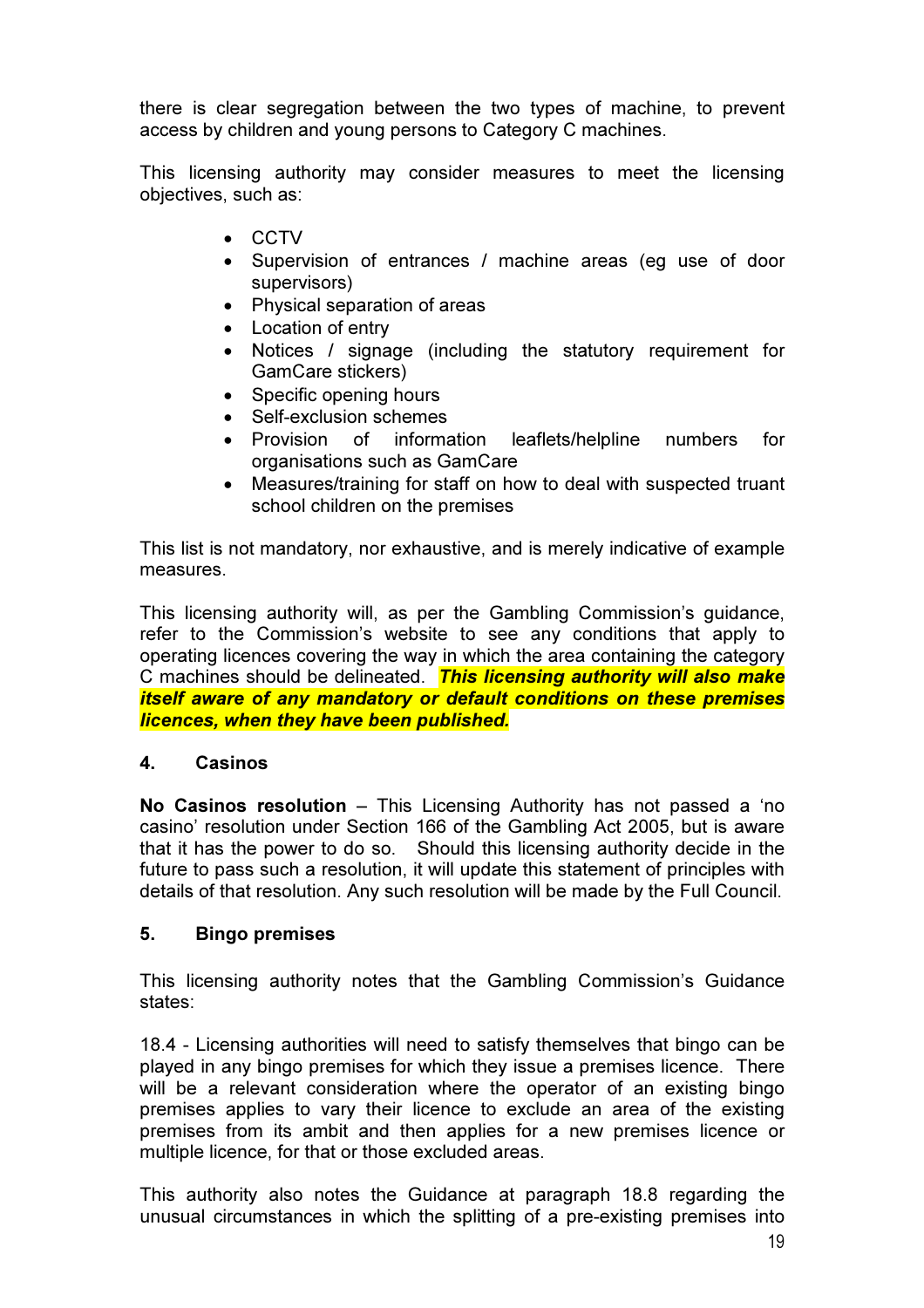there is clear segregation between the two types of machine, to prevent access by children and young persons to Category C machines.

This licensing authority may consider measures to meet the licensing objectives, such as:

- CCTV
- Supervision of entrances / machine areas (eg use of door supervisors)
- Physical separation of areas
- Location of entry
- Notices / signage (including the statutory requirement for GamCare stickers)
- Specific opening hours
- Self-exclusion schemes
- Provision of information leaflets/helpline numbers for organisations such as GamCare
- Measures/training for staff on how to deal with suspected truant school children on the premises

This list is not mandatory, nor exhaustive, and is merely indicative of example measures.

This licensing authority will, as per the Gambling Commission's guidance, refer to the Commission's website to see any conditions that apply to operating licences covering the way in which the area containing the category C machines should be delineated. ***This licensing authority will also make itself aware of any mandatory or default conditions on these premises licences, when they have been published.***

## 4. Casinos

**No Casinos resolution** – This Licensing Authority has not passed a 'no casino' resolution under Section 166 of the Gambling Act 2005, but is aware that it has the power to do so. Should this licensing authority decide in the future to pass such a resolution, it will update this statement of principles with details of that resolution. Any such resolution will be made by the Full Council.

## 5. Bingo premises

This licensing authority notes that the Gambling Commission's Guidance states:

18.4 - Licensing authorities will need to satisfy themselves that bingo can be played in any bingo premises for which they issue a premises licence. There will be a relevant consideration where the operator of an existing bingo premises applies to vary their licence to exclude an area of the existing premises from its ambit and then applies for a new premises licence or multiple licence, for that or those excluded areas.

This authority also notes the Guidance at paragraph 18.8 regarding the unusual circumstances in which the splitting of a pre-existing premises into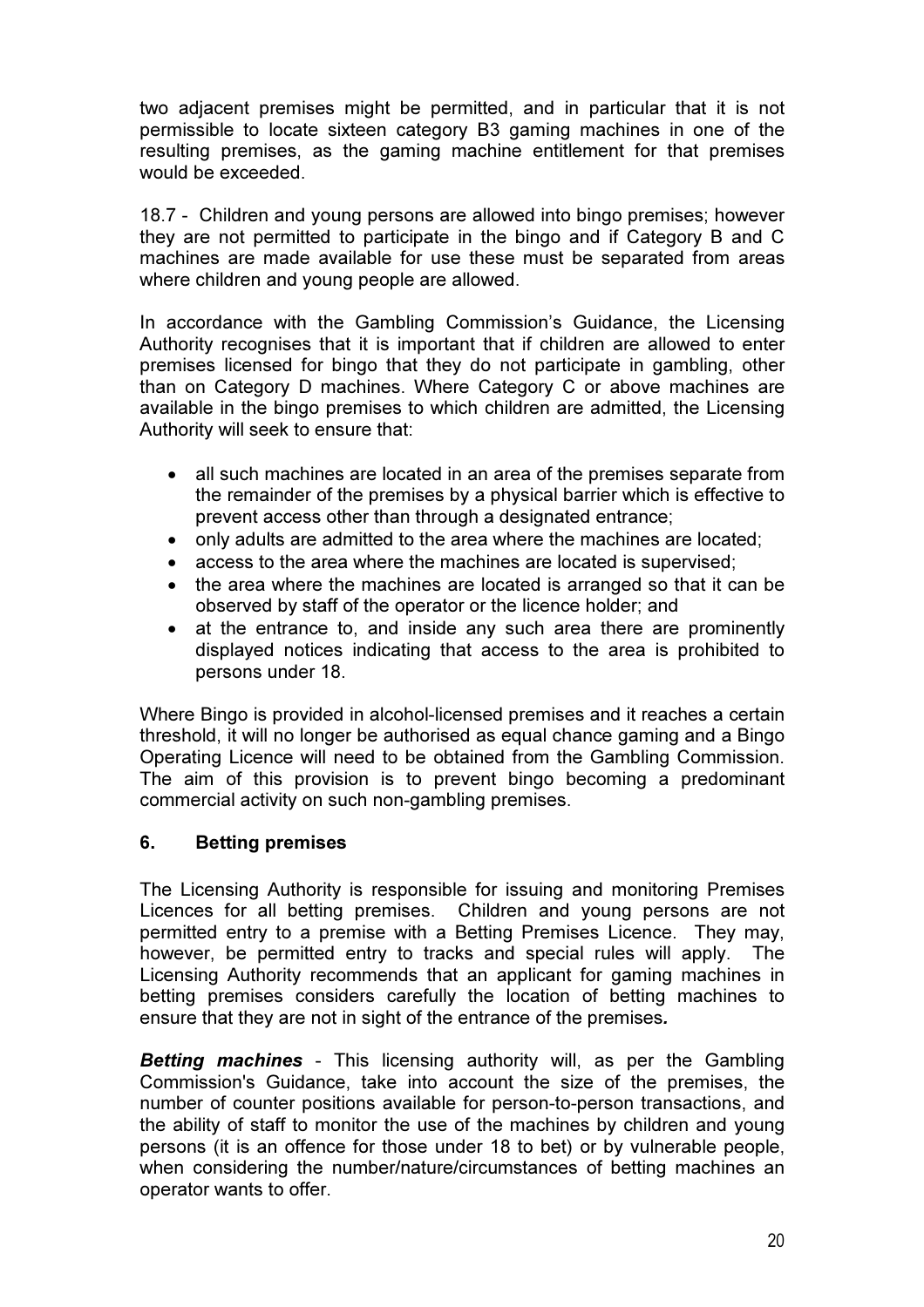two adjacent premises might be permitted, and in particular that it is not permissible to locate sixteen category B3 gaming machines in one of the resulting premises, as the gaming machine entitlement for that premises would be exceeded.

18.7 - Children and young persons are allowed into bingo premises; however they are not permitted to participate in the bingo and if Category B and C machines are made available for use these must be separated from areas where children and young people are allowed.

In accordance with the Gambling Commission's Guidance, the Licensing Authority recognises that it is important that if children are allowed to enter premises licensed for bingo that they do not participate in gambling, other than on Category D machines. Where Category C or above machines are available in the bingo premises to which children are admitted, the Licensing Authority will seek to ensure that:

- all such machines are located in an area of the premises separate from the remainder of the premises by a physical barrier which is effective to prevent access other than through a designated entrance;
- only adults are admitted to the area where the machines are located;
- access to the area where the machines are located is supervised;
- the area where the machines are located is arranged so that it can be observed by staff of the operator or the licence holder; and
- at the entrance to, and inside any such area there are prominently displayed notices indicating that access to the area is prohibited to persons under 18.

Where Bingo is provided in alcohol-licensed premises and it reaches a certain threshold, it will no longer be authorised as equal chance gaming and a Bingo Operating Licence will need to be obtained from the Gambling Commission. The aim of this provision is to prevent bingo becoming a predominant commercial activity on such non-gambling premises.

## 6. Betting premises

The Licensing Authority is responsible for issuing and monitoring Premises Licences for all betting premises. Children and young persons are not permitted entry to a premise with a Betting Premises Licence. They may, however, be permitted entry to tracks and special rules will apply. The Licensing Authority recommends that an applicant for gaming machines in betting premises considers carefully the location of betting machines to ensure that they are not in sight of the entrance of the premises*.*

***Betting machines*** - This licensing authority will, as per the Gambling Commission's Guidance, take into account the size of the premises, the number of counter positions available for person-to-person transactions, and the ability of staff to monitor the use of the machines by children and young persons (it is an offence for those under 18 to bet) or by vulnerable people, when considering the number/nature/circumstances of betting machines an operator wants to offer.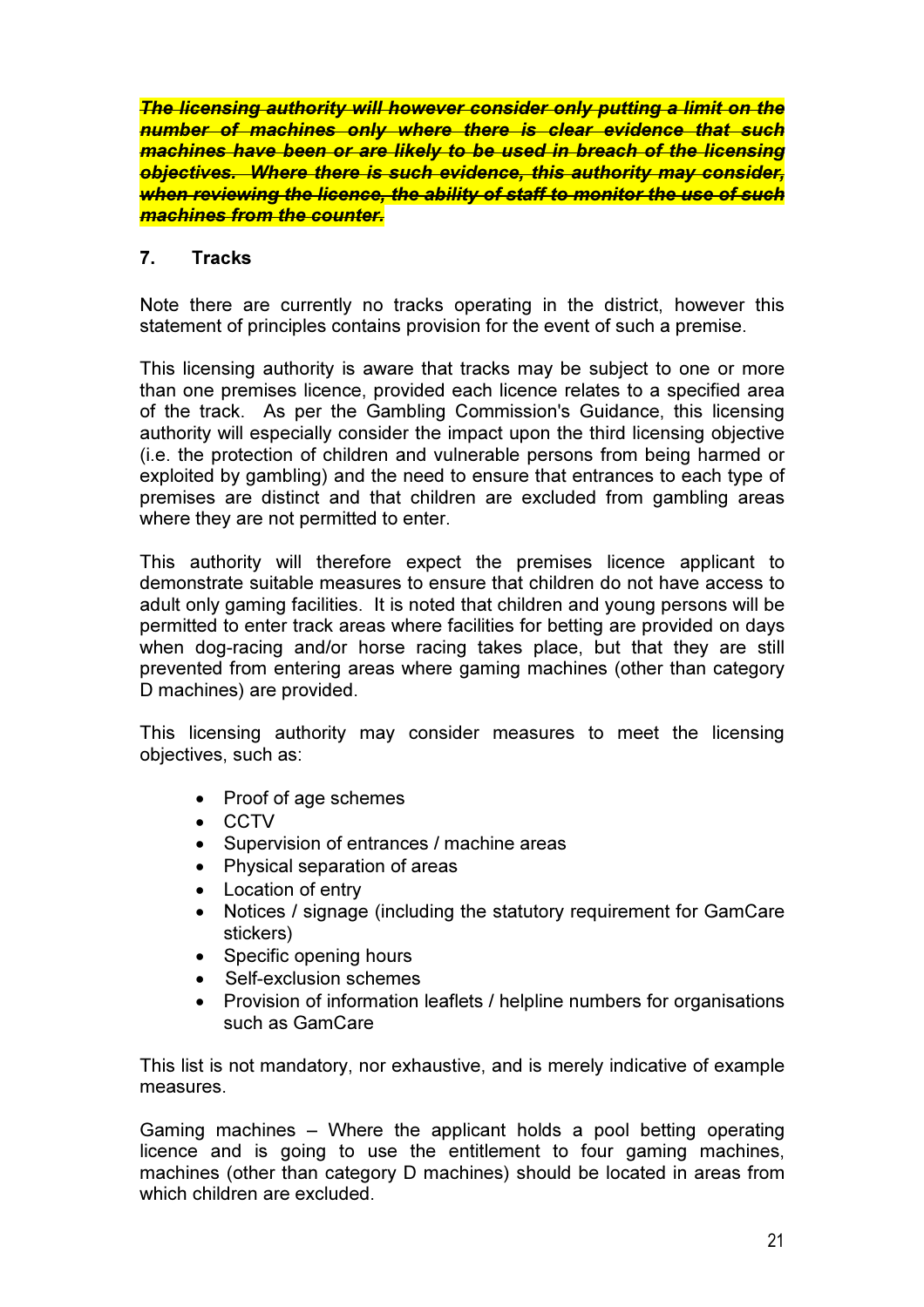***~~The licensing authority will however consider only putting a limit on the number of machines only where there is clear evidence that such machines have been or are likely to be used in breach of the licensing objectives. Where there is such evidence, this authority may consider, when reviewing the licence, the ability of staff to monitor the use of such machines from the counter.~~***

## 7. Tracks

Note there are currently no tracks operating in the district, however this statement of principles contains provision for the event of such a premise.

This licensing authority is aware that tracks may be subject to one or more than one premises licence, provided each licence relates to a specified area of the track. As per the Gambling Commission's Guidance, this licensing authority will especially consider the impact upon the third licensing objective (i.e. the protection of children and vulnerable persons from being harmed or exploited by gambling) and the need to ensure that entrances to each type of premises are distinct and that children are excluded from gambling areas where they are not permitted to enter.

This authority will therefore expect the premises licence applicant to demonstrate suitable measures to ensure that children do not have access to adult only gaming facilities. It is noted that children and young persons will be permitted to enter track areas where facilities for betting are provided on days when dog-racing and/or horse racing takes place, but that they are still prevented from entering areas where gaming machines (other than category D machines) are provided.

This licensing authority may consider measures to meet the licensing objectives, such as:

- Proof of age schemes
- CCTV
- Supervision of entrances / machine areas
- Physical separation of areas
- Location of entry
- Notices / signage (including the statutory requirement for GamCare stickers)
- Specific opening hours
- Self-exclusion schemes
- Provision of information leaflets / helpline numbers for organisations such as GamCare

This list is not mandatory, nor exhaustive, and is merely indicative of example measures.

Gaming machines – Where the applicant holds a pool betting operating licence and is going to use the entitlement to four gaming machines, machines (other than category D machines) should be located in areas from which children are excluded.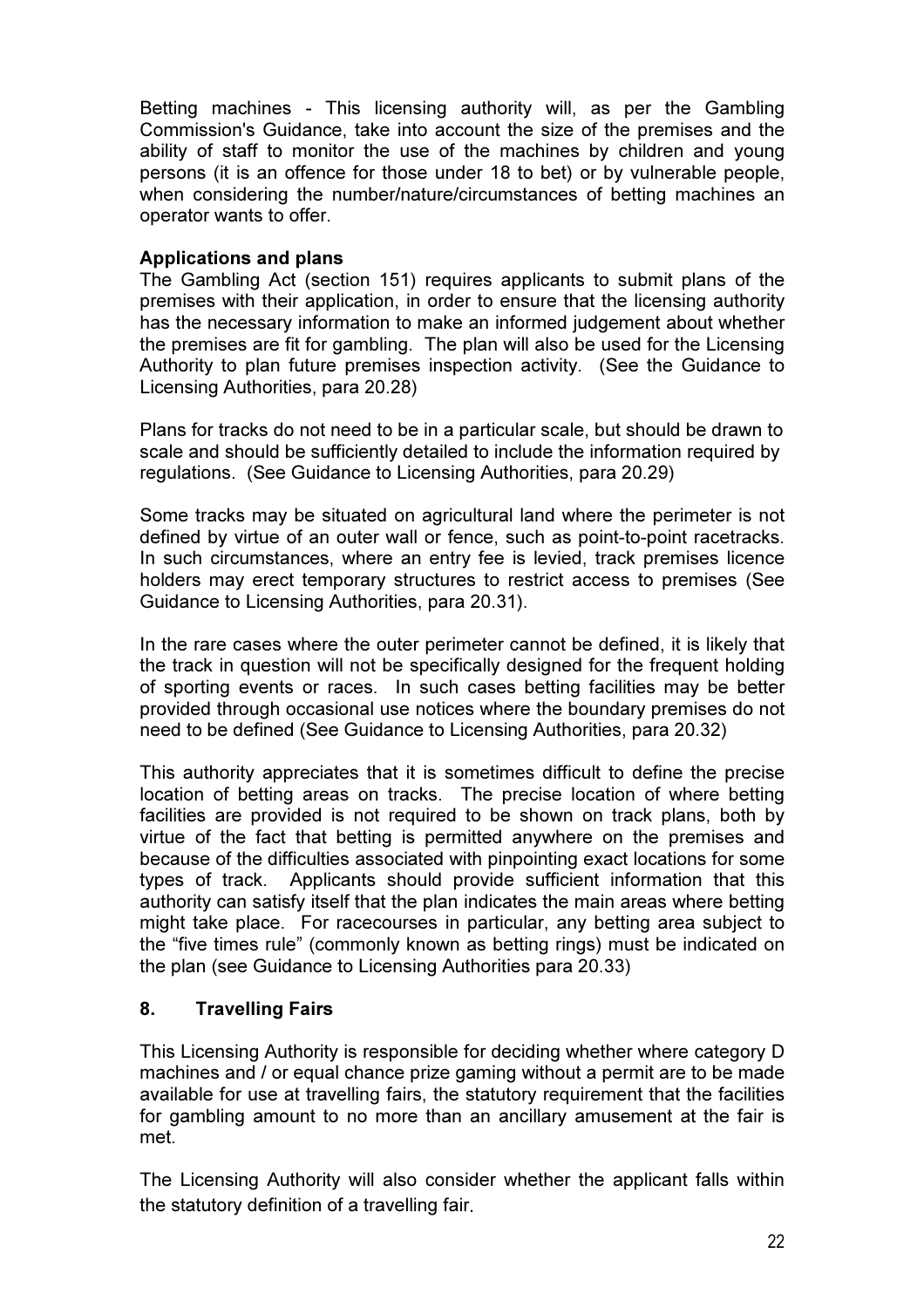Betting machines - This licensing authority will, as per the Gambling Commission's Guidance, take into account the size of the premises and the ability of staff to monitor the use of the machines by children and young persons (it is an offence for those under 18 to bet) or by vulnerable people, when considering the number/nature/circumstances of betting machines an operator wants to offer.

**Applications and plans**

The Gambling Act (section 151) requires applicants to submit plans of the premises with their application, in order to ensure that the licensing authority has the necessary information to make an informed judgement about whether the premises are fit for gambling. The plan will also be used for the Licensing Authority to plan future premises inspection activity. (See the Guidance to Licensing Authorities, para 20.28)

Plans for tracks do not need to be in a particular scale, but should be drawn to scale and should be sufficiently detailed to include the information required by regulations. (See Guidance to Licensing Authorities, para 20.29)

Some tracks may be situated on agricultural land where the perimeter is not defined by virtue of an outer wall or fence, such as point-to-point racetracks. In such circumstances, where an entry fee is levied, track premises licence holders may erect temporary structures to restrict access to premises (See Guidance to Licensing Authorities, para 20.31).

In the rare cases where the outer perimeter cannot be defined, it is likely that the track in question will not be specifically designed for the frequent holding of sporting events or races. In such cases betting facilities may be better provided through occasional use notices where the boundary premises do not need to be defined (See Guidance to Licensing Authorities, para 20.32)

This authority appreciates that it is sometimes difficult to define the precise location of betting areas on tracks. The precise location of where betting facilities are provided is not required to be shown on track plans, both by virtue of the fact that betting is permitted anywhere on the premises and because of the difficulties associated with pinpointing exact locations for some types of track. Applicants should provide sufficient information that this authority can satisfy itself that the plan indicates the main areas where betting might take place. For racecourses in particular, any betting area subject to the "five times rule" (commonly known as betting rings) must be indicated on the plan (see Guidance to Licensing Authorities para 20.33)

## 8. Travelling Fairs

This Licensing Authority is responsible for deciding whether where category D machines and / or equal chance prize gaming without a permit are to be made available for use at travelling fairs, the statutory requirement that the facilities for gambling amount to no more than an ancillary amusement at the fair is met.

The Licensing Authority will also consider whether the applicant falls within the statutory definition of a travelling fair.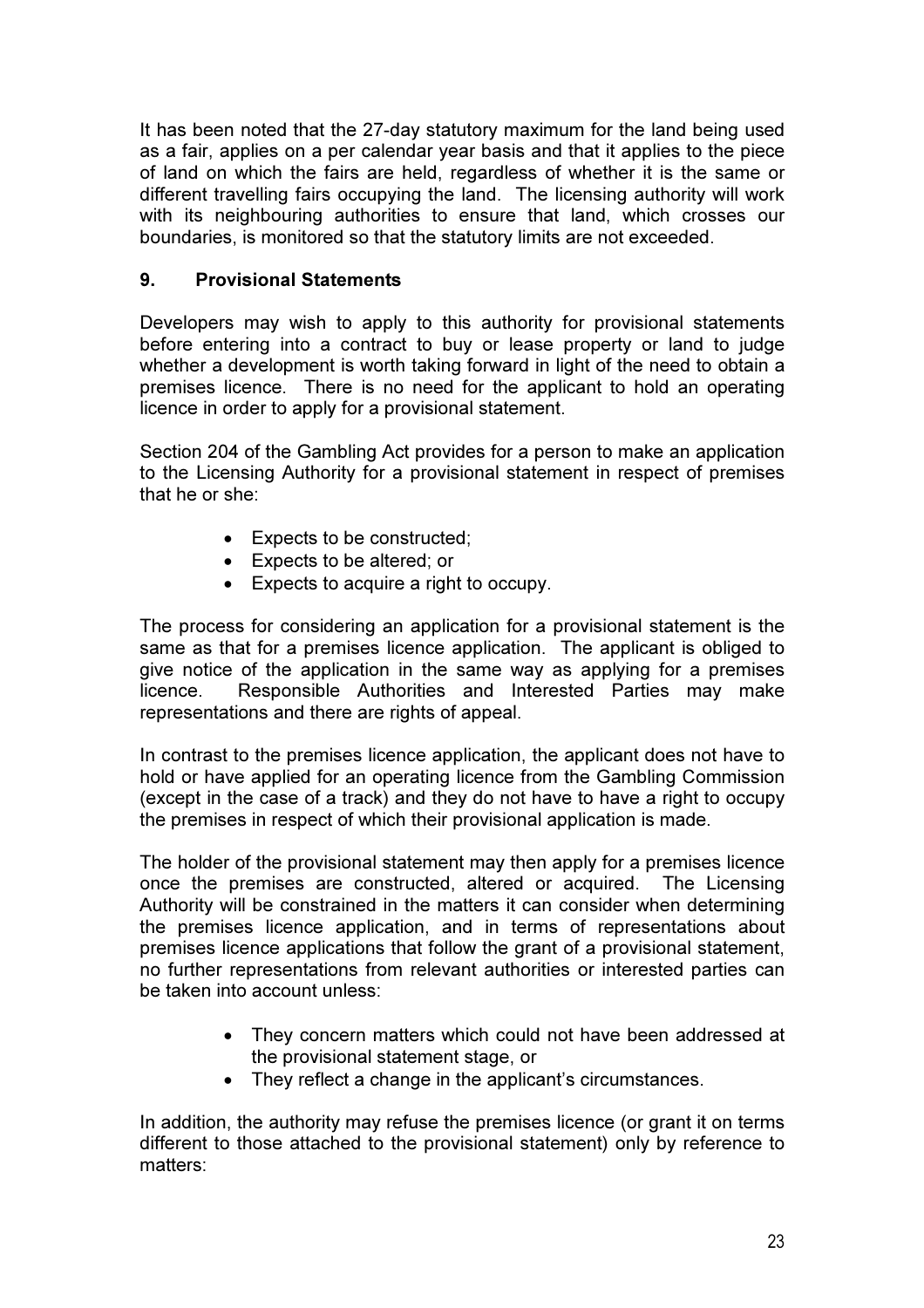It has been noted that the 27-day statutory maximum for the land being used as a fair, applies on a per calendar year basis and that it applies to the piece of land on which the fairs are held, regardless of whether it is the same or different travelling fairs occupying the land. The licensing authority will work with its neighbouring authorities to ensure that land, which crosses our boundaries, is monitored so that the statutory limits are not exceeded.

## 9. Provisional Statements

Developers may wish to apply to this authority for provisional statements before entering into a contract to buy or lease property or land to judge whether a development is worth taking forward in light of the need to obtain a premises licence. There is no need for the applicant to hold an operating licence in order to apply for a provisional statement.

Section 204 of the Gambling Act provides for a person to make an application to the Licensing Authority for a provisional statement in respect of premises that he or she:

- Expects to be constructed;
- Expects to be altered; or
- Expects to acquire a right to occupy.

The process for considering an application for a provisional statement is the same as that for a premises licence application. The applicant is obliged to give notice of the application in the same way as applying for a premises licence. Responsible Authorities and Interested Parties may make representations and there are rights of appeal.

In contrast to the premises licence application, the applicant does not have to hold or have applied for an operating licence from the Gambling Commission (except in the case of a track) and they do not have to have a right to occupy the premises in respect of which their provisional application is made.

The holder of the provisional statement may then apply for a premises licence once the premises are constructed, altered or acquired. The Licensing Authority will be constrained in the matters it can consider when determining the premises licence application, and in terms of representations about premises licence applications that follow the grant of a provisional statement, no further representations from relevant authorities or interested parties can be taken into account unless:

- They concern matters which could not have been addressed at the provisional statement stage, or
- They reflect a change in the applicant's circumstances.

In addition, the authority may refuse the premises licence (or grant it on terms different to those attached to the provisional statement) only by reference to matters: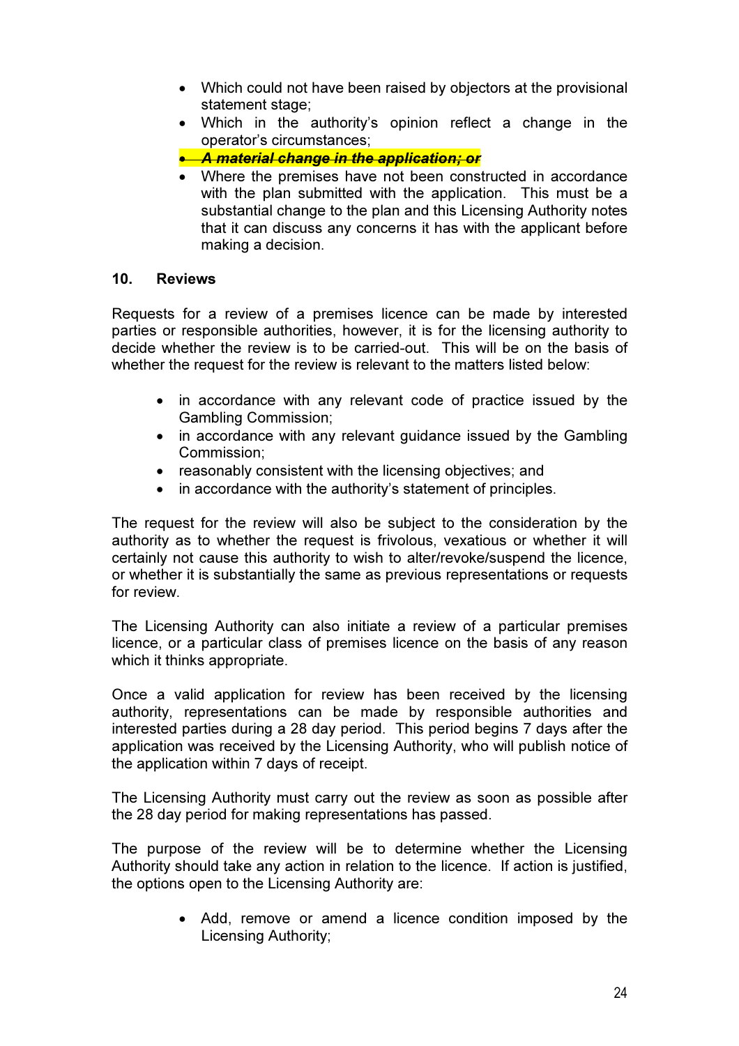- Which could not have been raised by objectors at the provisional statement stage;
- Which in the authority's opinion reflect a change in the operator's circumstances;
- ~~***A material change in the application; or***~~
- Where the premises have not been constructed in accordance with the plan submitted with the application. This must be a substantial change to the plan and this Licensing Authority notes that it can discuss any concerns it has with the applicant before making a decision.

## 10. Reviews

Requests for a review of a premises licence can be made by interested parties or responsible authorities, however, it is for the licensing authority to decide whether the review is to be carried-out. This will be on the basis of whether the request for the review is relevant to the matters listed below:

- in accordance with any relevant code of practice issued by the Gambling Commission;
- in accordance with any relevant guidance issued by the Gambling Commission;
- reasonably consistent with the licensing objectives; and
- in accordance with the authority's statement of principles.

The request for the review will also be subject to the consideration by the authority as to whether the request is frivolous, vexatious or whether it will certainly not cause this authority to wish to alter/revoke/suspend the licence, or whether it is substantially the same as previous representations or requests for review.

The Licensing Authority can also initiate a review of a particular premises licence, or a particular class of premises licence on the basis of any reason which it thinks appropriate.

Once a valid application for review has been received by the licensing authority, representations can be made by responsible authorities and interested parties during a 28 day period. This period begins 7 days after the application was received by the Licensing Authority, who will publish notice of the application within 7 days of receipt.

The Licensing Authority must carry out the review as soon as possible after the 28 day period for making representations has passed.

The purpose of the review will be to determine whether the Licensing Authority should take any action in relation to the licence. If action is justified, the options open to the Licensing Authority are:

- Add, remove or amend a licence condition imposed by the Licensing Authority;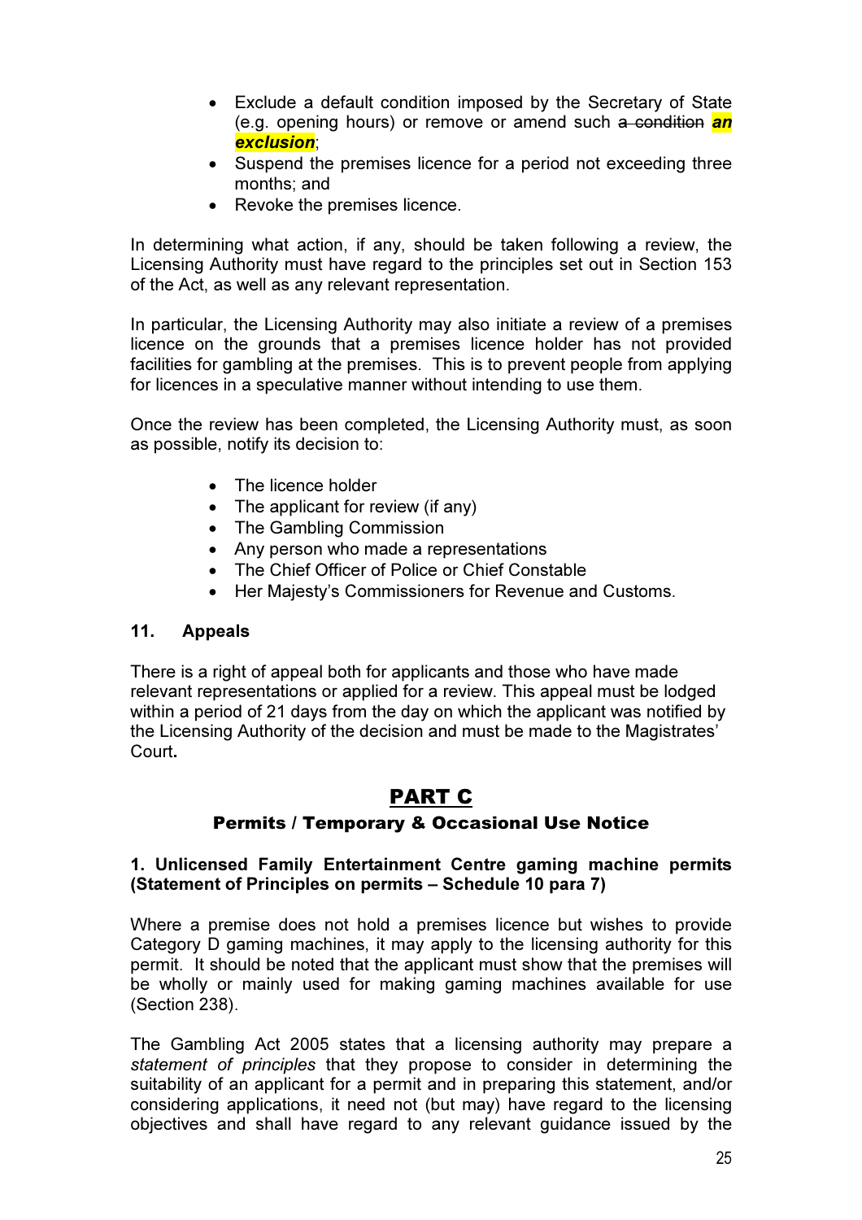- Exclude a default condition imposed by the Secretary of State (e.g. opening hours) or remove or amend such ~~a condition~~ ***an exclusion***;
- Suspend the premises licence for a period not exceeding three months; and
- Revoke the premises licence.

In determining what action, if any, should be taken following a review, the Licensing Authority must have regard to the principles set out in Section 153 of the Act, as well as any relevant representation.

In particular, the Licensing Authority may also initiate a review of a premises licence on the grounds that a premises licence holder has not provided facilities for gambling at the premises. This is to prevent people from applying for licences in a speculative manner without intending to use them.

Once the review has been completed, the Licensing Authority must, as soon as possible, notify its decision to:

- The licence holder
- The applicant for review (if any)
- The Gambling Commission
- Any person who made a representations
- The Chief Officer of Police or Chief Constable
- Her Majesty's Commissioners for Revenue and Customs.

### 11. Appeals

There is a right of appeal both for applicants and those who have made relevant representations or applied for a review. This appeal must be lodged within a period of 21 days from the day on which the applicant was notified by the Licensing Authority of the decision and must be made to the Magistrates' Court**.**

# PART C

## Permits / Temporary & Occasional Use Notice

### 1. Unlicensed Family Entertainment Centre gaming machine permits (Statement of Principles on permits – Schedule 10 para 7)

Where a premise does not hold a premises licence but wishes to provide Category D gaming machines, it may apply to the licensing authority for this permit. It should be noted that the applicant must show that the premises will be wholly or mainly used for making gaming machines available for use (Section 238).

The Gambling Act 2005 states that a licensing authority may prepare a *statement of principles* that they propose to consider in determining the suitability of an applicant for a permit and in preparing this statement, and/or considering applications, it need not (but may) have regard to the licensing objectives and shall have regard to any relevant guidance issued by the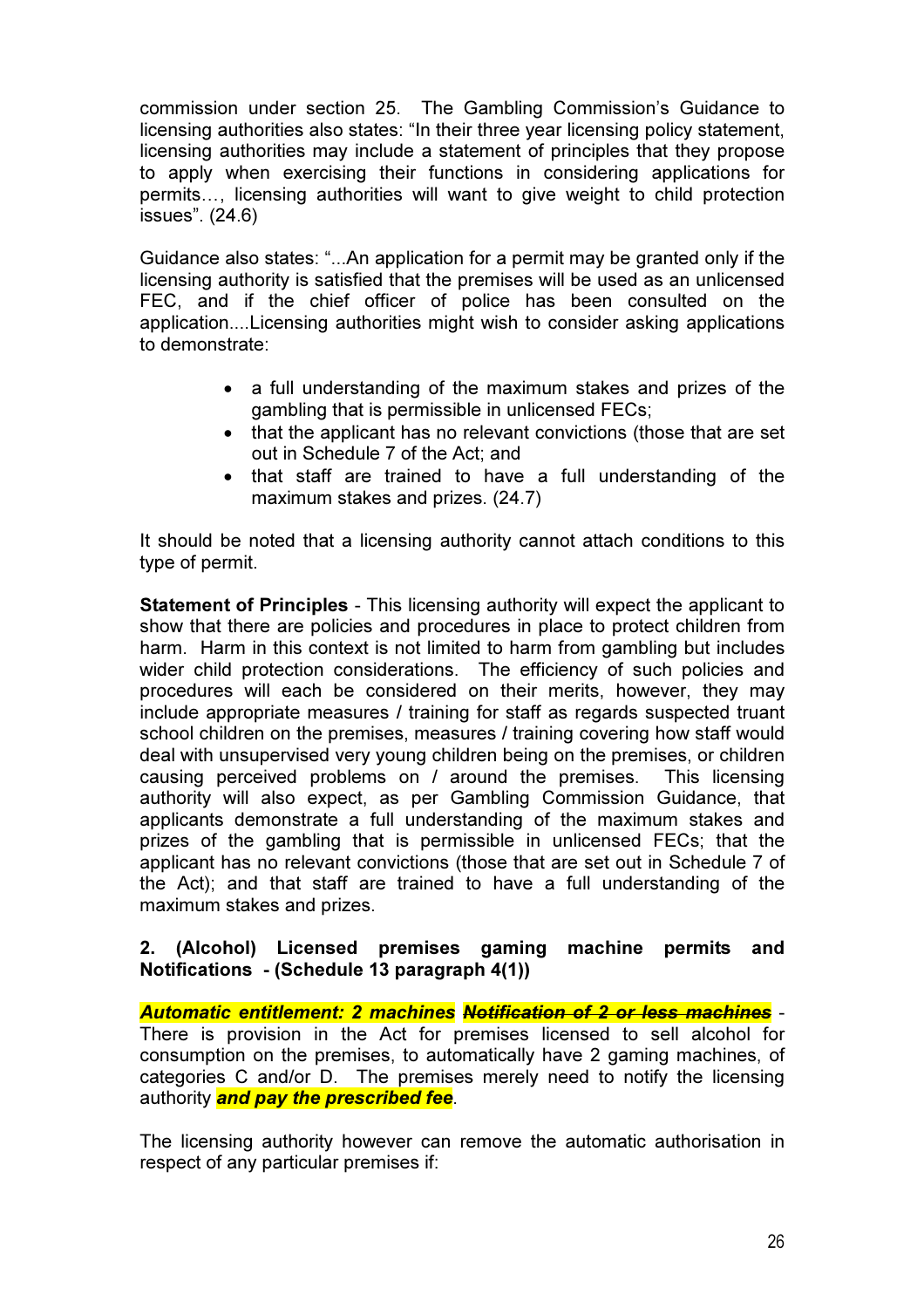commission under section 25. The Gambling Commission's Guidance to licensing authorities also states: "In their three year licensing policy statement, licensing authorities may include a statement of principles that they propose to apply when exercising their functions in considering applications for permits…, licensing authorities will want to give weight to child protection issues". (24.6)

Guidance also states: "...An application for a permit may be granted only if the licensing authority is satisfied that the premises will be used as an unlicensed FEC, and if the chief officer of police has been consulted on the application....Licensing authorities might wish to consider asking applications to demonstrate:

- a full understanding of the maximum stakes and prizes of the gambling that is permissible in unlicensed FECs;
- that the applicant has no relevant convictions (those that are set out in Schedule 7 of the Act; and
- that staff are trained to have a full understanding of the maximum stakes and prizes. (24.7)

It should be noted that a licensing authority cannot attach conditions to this type of permit.

**Statement of Principles** - This licensing authority will expect the applicant to show that there are policies and procedures in place to protect children from harm. Harm in this context is not limited to harm from gambling but includes wider child protection considerations. The efficiency of such policies and procedures will each be considered on their merits, however, they may include appropriate measures / training for staff as regards suspected truant school children on the premises, measures / training covering how staff would deal with unsupervised very young children being on the premises, or children causing perceived problems on / around the premises. This licensing authority will also expect, as per Gambling Commission Guidance, that applicants demonstrate a full understanding of the maximum stakes and prizes of the gambling that is permissible in unlicensed FECs; that the applicant has no relevant convictions (those that are set out in Schedule 7 of the Act); and that staff are trained to have a full understanding of the maximum stakes and prizes.

**2. (Alcohol) Licensed premises gaming machine permits and Notifications - (Schedule 13 paragraph 4(1))**

***Automatic entitlement: 2 machines*** ***~~Notification of 2 or less machines~~*** - There is provision in the Act for premises licensed to sell alcohol for consumption on the premises, to automatically have 2 gaming machines, of categories C and/or D. The premises merely need to notify the licensing authority ***and pay the prescribed fee***.

The licensing authority however can remove the automatic authorisation in respect of any particular premises if: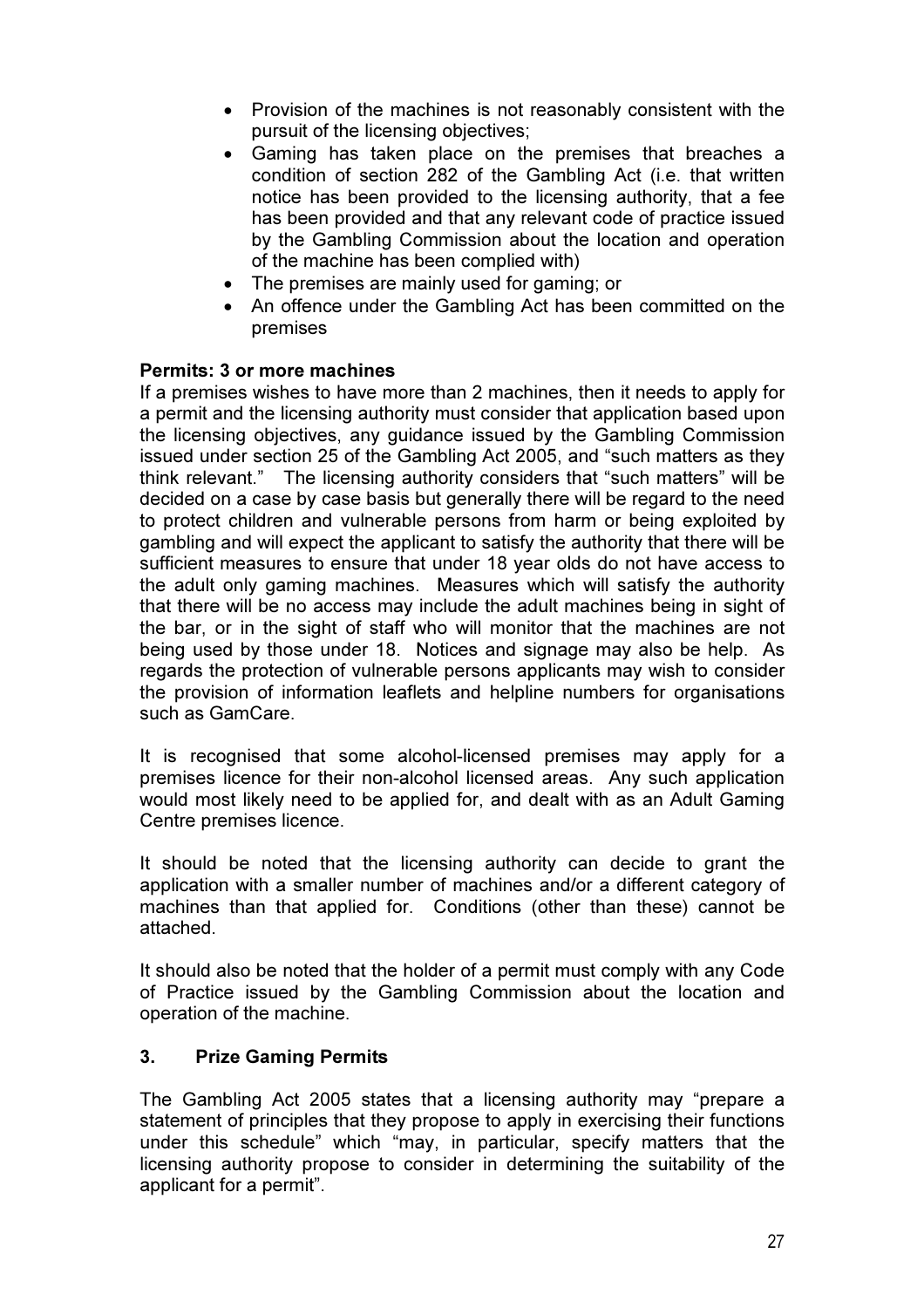- Provision of the machines is not reasonably consistent with the pursuit of the licensing objectives;
- Gaming has taken place on the premises that breaches a condition of section 282 of the Gambling Act (i.e. that written notice has been provided to the licensing authority, that a fee has been provided and that any relevant code of practice issued by the Gambling Commission about the location and operation of the machine has been complied with)
- The premises are mainly used for gaming; or
- An offence under the Gambling Act has been committed on the premises

**Permits: 3 or more machines**

If a premises wishes to have more than 2 machines, then it needs to apply for a permit and the licensing authority must consider that application based upon the licensing objectives, any guidance issued by the Gambling Commission issued under section 25 of the Gambling Act 2005, and "such matters as they think relevant." The licensing authority considers that "such matters" will be decided on a case by case basis but generally there will be regard to the need to protect children and vulnerable persons from harm or being exploited by gambling and will expect the applicant to satisfy the authority that there will be sufficient measures to ensure that under 18 year olds do not have access to the adult only gaming machines. Measures which will satisfy the authority that there will be no access may include the adult machines being in sight of the bar, or in the sight of staff who will monitor that the machines are not being used by those under 18. Notices and signage may also be help. As regards the protection of vulnerable persons applicants may wish to consider the provision of information leaflets and helpline numbers for organisations such as GamCare.

It is recognised that some alcohol-licensed premises may apply for a premises licence for their non-alcohol licensed areas. Any such application would most likely need to be applied for, and dealt with as an Adult Gaming Centre premises licence.

It should be noted that the licensing authority can decide to grant the application with a smaller number of machines and/or a different category of machines than that applied for. Conditions (other than these) cannot be attached.

It should also be noted that the holder of a permit must comply with any Code of Practice issued by the Gambling Commission about the location and operation of the machine.

## 3. Prize Gaming Permits

The Gambling Act 2005 states that a licensing authority may "prepare a statement of principles that they propose to apply in exercising their functions under this schedule" which "may, in particular, specify matters that the licensing authority propose to consider in determining the suitability of the applicant for a permit".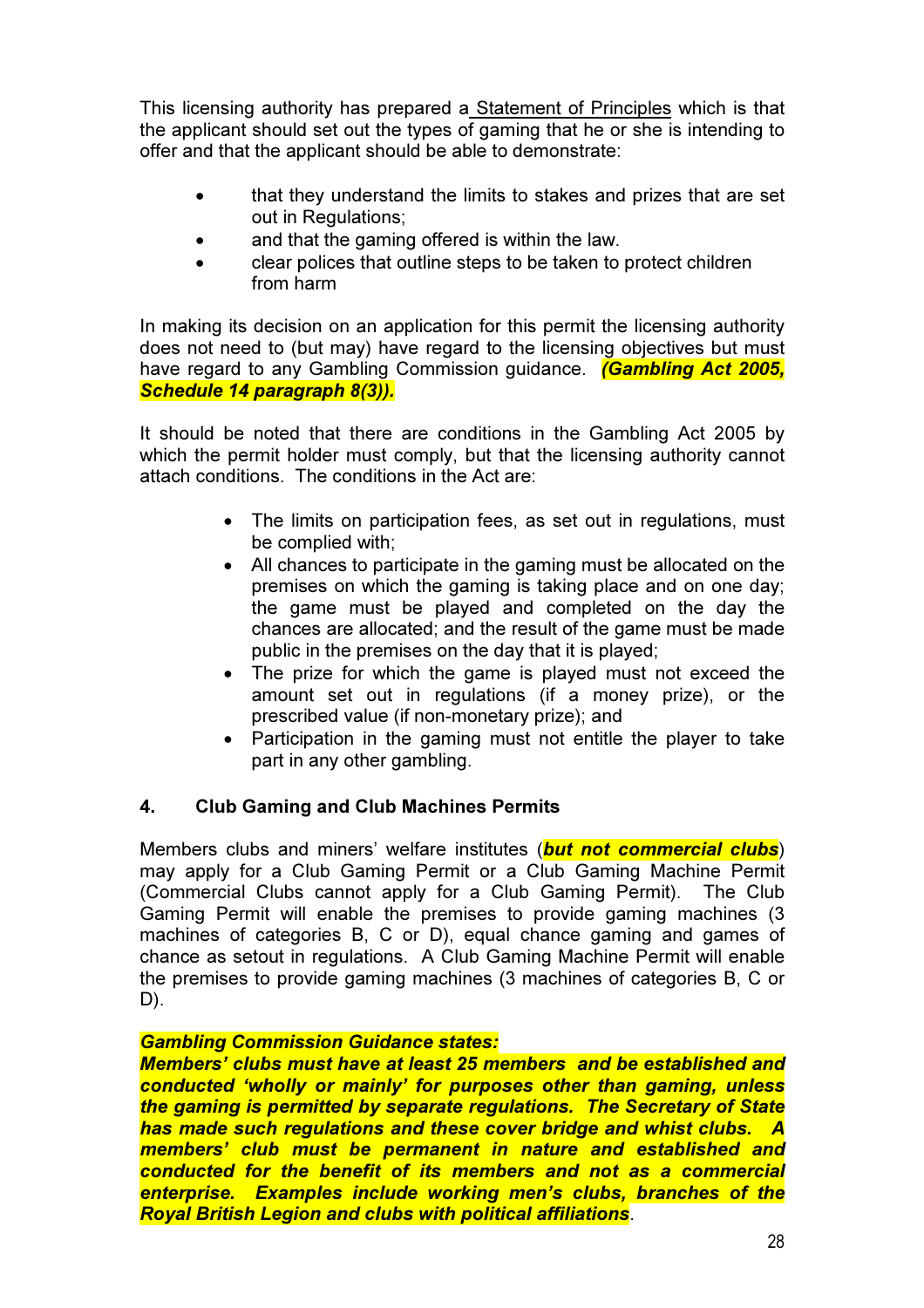This licensing authority has prepared a Statement of Principles which is that the applicant should set out the types of gaming that he or she is intending to offer and that the applicant should be able to demonstrate:

- that they understand the limits to stakes and prizes that are set out in Regulations;
- and that the gaming offered is within the law.
- clear polices that outline steps to be taken to protect children from harm

In making its decision on an application for this permit the licensing authority does not need to (but may) have regard to the licensing objectives but must have regard to any Gambling Commission guidance. ***(Gambling Act 2005, Schedule 14 paragraph 8(3)).***

It should be noted that there are conditions in the Gambling Act 2005 by which the permit holder must comply, but that the licensing authority cannot attach conditions. The conditions in the Act are:

- The limits on participation fees, as set out in regulations, must be complied with;
- All chances to participate in the gaming must be allocated on the premises on which the gaming is taking place and on one day; the game must be played and completed on the day the chances are allocated; and the result of the game must be made public in the premises on the day that it is played;
- The prize for which the game is played must not exceed the amount set out in regulations (if a money prize), or the prescribed value (if non-monetary prize); and
- Participation in the gaming must not entitle the player to take part in any other gambling.

## 4. Club Gaming and Club Machines Permits

Members clubs and miners' welfare institutes (***but not commercial clubs***) may apply for a Club Gaming Permit or a Club Gaming Machine Permit (Commercial Clubs cannot apply for a Club Gaming Permit). The Club Gaming Permit will enable the premises to provide gaming machines (3 machines of categories B, C or D), equal chance gaming and games of chance as setout in regulations. A Club Gaming Machine Permit will enable the premises to provide gaming machines (3 machines of categories B, C or D).

***Gambling Commission Guidance states:***
***Members' clubs must have at least 25 members and be established and conducted 'wholly or mainly' for purposes other than gaming, unless the gaming is permitted by separate regulations. The Secretary of State has made such regulations and these cover bridge and whist clubs. A members' club must be permanent in nature and established and conducted for the benefit of its members and not as a commercial enterprise. Examples include working men's clubs, branches of the Royal British Legion and clubs with political affiliations***.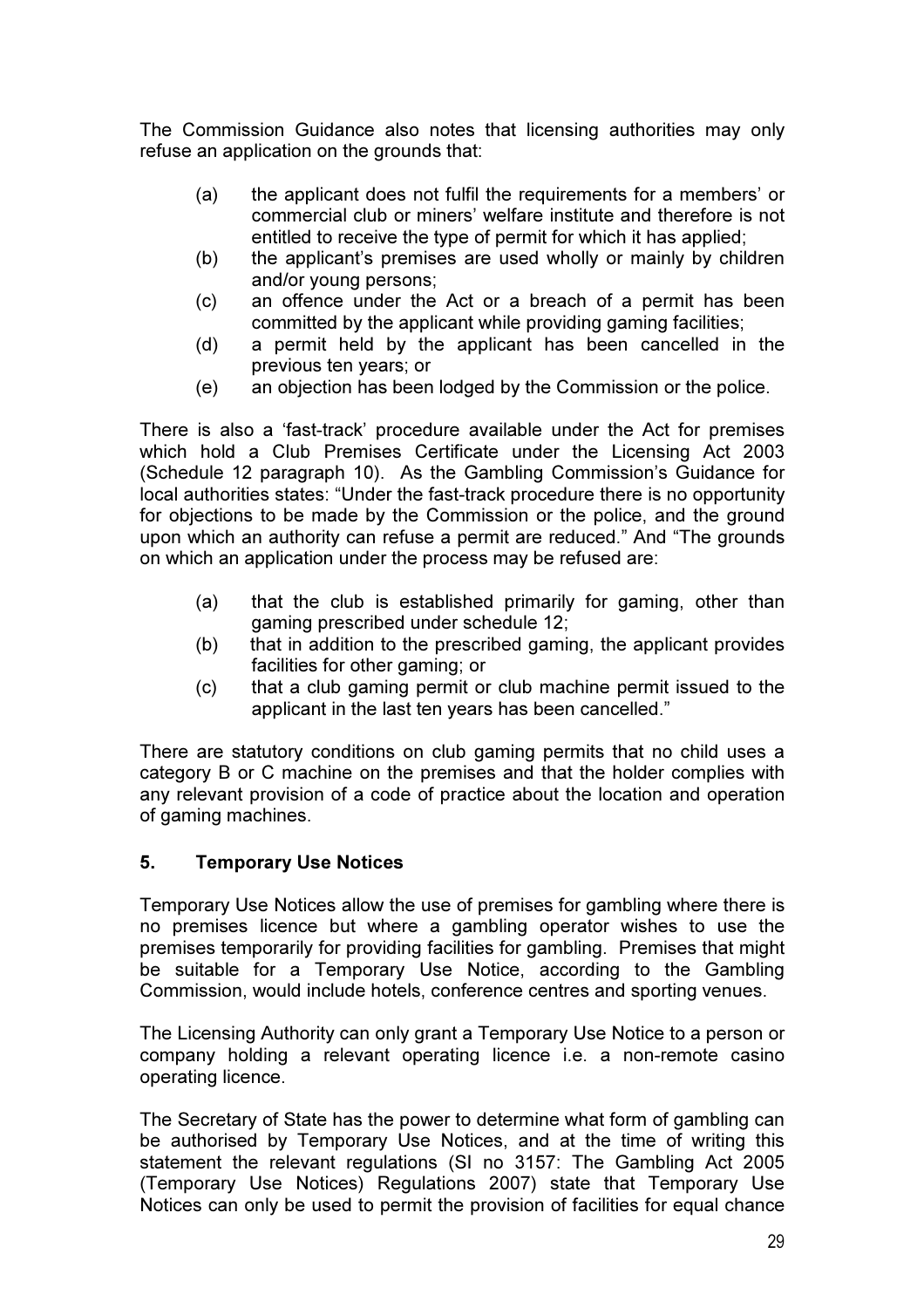The Commission Guidance also notes that licensing authorities may only refuse an application on the grounds that:

(a) the applicant does not fulfil the requirements for a members' or commercial club or miners' welfare institute and therefore is not entitled to receive the type of permit for which it has applied;
(b) the applicant's premises are used wholly or mainly by children and/or young persons;
(c) an offence under the Act or a breach of a permit has been committed by the applicant while providing gaming facilities;
(d) a permit held by the applicant has been cancelled in the previous ten years; or
(e) an objection has been lodged by the Commission or the police.

There is also a 'fast-track' procedure available under the Act for premises which hold a Club Premises Certificate under the Licensing Act 2003 (Schedule 12 paragraph 10). As the Gambling Commission's Guidance for local authorities states: "Under the fast-track procedure there is no opportunity for objections to be made by the Commission or the police, and the ground upon which an authority can refuse a permit are reduced." And "The grounds on which an application under the process may be refused are:

(a) that the club is established primarily for gaming, other than gaming prescribed under schedule 12;
(b) that in addition to the prescribed gaming, the applicant provides facilities for other gaming; or
(c) that a club gaming permit or club machine permit issued to the applicant in the last ten years has been cancelled."

There are statutory conditions on club gaming permits that no child uses a category B or C machine on the premises and that the holder complies with any relevant provision of a code of practice about the location and operation of gaming machines.

## 5. Temporary Use Notices

Temporary Use Notices allow the use of premises for gambling where there is no premises licence but where a gambling operator wishes to use the premises temporarily for providing facilities for gambling. Premises that might be suitable for a Temporary Use Notice, according to the Gambling Commission, would include hotels, conference centres and sporting venues.

The Licensing Authority can only grant a Temporary Use Notice to a person or company holding a relevant operating licence i.e. a non-remote casino operating licence.

The Secretary of State has the power to determine what form of gambling can be authorised by Temporary Use Notices, and at the time of writing this statement the relevant regulations (SI no 3157: The Gambling Act 2005 (Temporary Use Notices) Regulations 2007) state that Temporary Use Notices can only be used to permit the provision of facilities for equal chance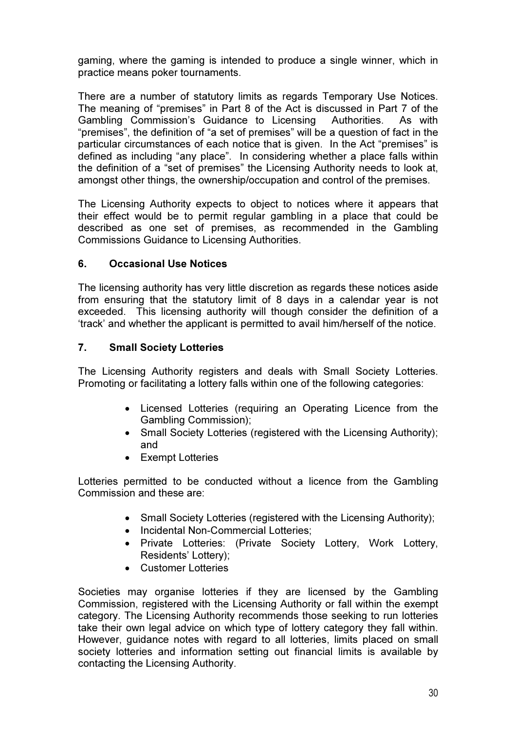gaming, where the gaming is intended to produce a single winner, which in practice means poker tournaments.

There are a number of statutory limits as regards Temporary Use Notices. The meaning of "premises" in Part 8 of the Act is discussed in Part 7 of the Gambling Commission's Guidance to Licensing Authorities. As with "premises", the definition of "a set of premises" will be a question of fact in the particular circumstances of each notice that is given. In the Act "premises" is defined as including "any place". In considering whether a place falls within the definition of a "set of premises" the Licensing Authority needs to look at, amongst other things, the ownership/occupation and control of the premises.

The Licensing Authority expects to object to notices where it appears that their effect would be to permit regular gambling in a place that could be described as one set of premises, as recommended in the Gambling Commissions Guidance to Licensing Authorities.

## 6. Occasional Use Notices

The licensing authority has very little discretion as regards these notices aside from ensuring that the statutory limit of 8 days in a calendar year is not exceeded. This licensing authority will though consider the definition of a 'track' and whether the applicant is permitted to avail him/herself of the notice.

## 7. Small Society Lotteries

The Licensing Authority registers and deals with Small Society Lotteries. Promoting or facilitating a lottery falls within one of the following categories:

- Licensed Lotteries (requiring an Operating Licence from the Gambling Commission);
- Small Society Lotteries (registered with the Licensing Authority); and
- Exempt Lotteries

Lotteries permitted to be conducted without a licence from the Gambling Commission and these are:

- Small Society Lotteries (registered with the Licensing Authority);
- Incidental Non-Commercial Lotteries;
- Private Lotteries: (Private Society Lottery, Work Lottery, Residents' Lottery);
- Customer Lotteries

Societies may organise lotteries if they are licensed by the Gambling Commission, registered with the Licensing Authority or fall within the exempt category. The Licensing Authority recommends those seeking to run lotteries take their own legal advice on which type of lottery category they fall within. However, guidance notes with regard to all lotteries, limits placed on small society lotteries and information setting out financial limits is available by contacting the Licensing Authority.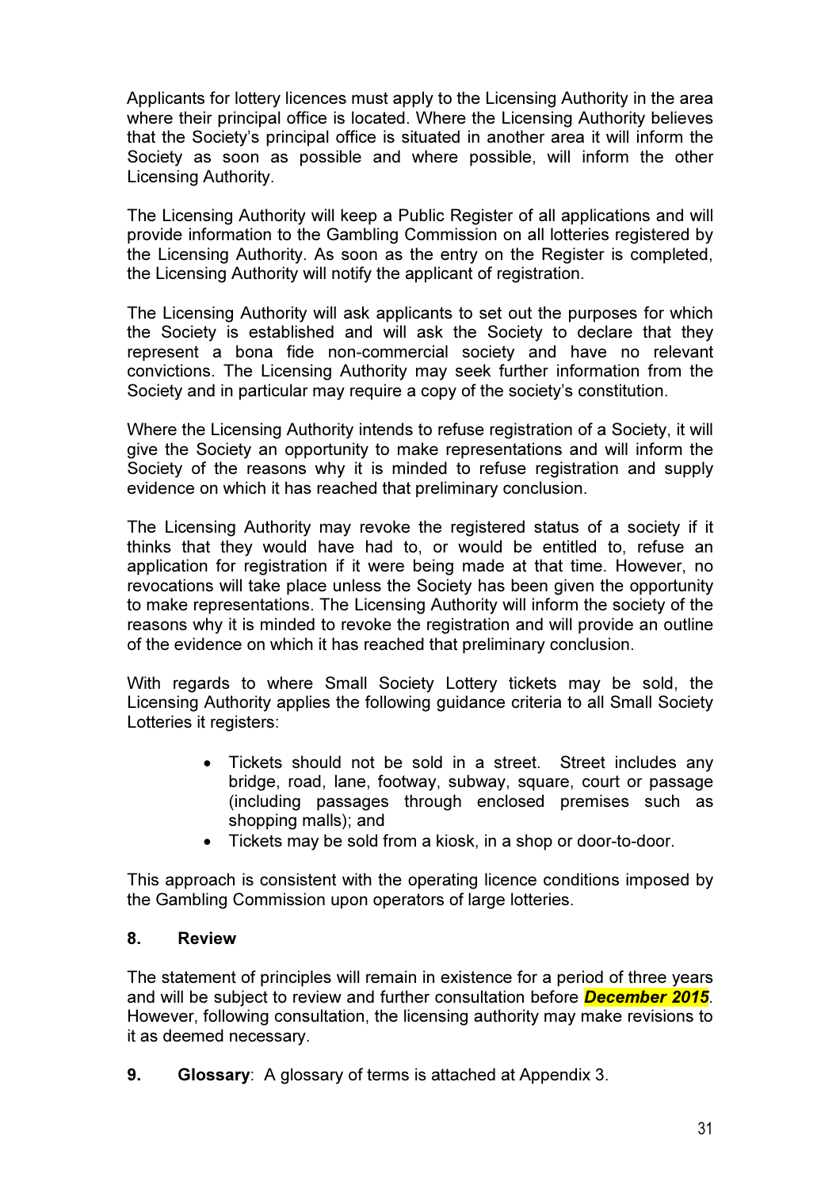Applicants for lottery licences must apply to the Licensing Authority in the area where their principal office is located. Where the Licensing Authority believes that the Society's principal office is situated in another area it will inform the Society as soon as possible and where possible, will inform the other Licensing Authority.

The Licensing Authority will keep a Public Register of all applications and will provide information to the Gambling Commission on all lotteries registered by the Licensing Authority. As soon as the entry on the Register is completed, the Licensing Authority will notify the applicant of registration.

The Licensing Authority will ask applicants to set out the purposes for which the Society is established and will ask the Society to declare that they represent a bona fide non-commercial society and have no relevant convictions. The Licensing Authority may seek further information from the Society and in particular may require a copy of the society's constitution.

Where the Licensing Authority intends to refuse registration of a Society, it will give the Society an opportunity to make representations and will inform the Society of the reasons why it is minded to refuse registration and supply evidence on which it has reached that preliminary conclusion.

The Licensing Authority may revoke the registered status of a society if it thinks that they would have had to, or would be entitled to, refuse an application for registration if it were being made at that time. However, no revocations will take place unless the Society has been given the opportunity to make representations. The Licensing Authority will inform the society of the reasons why it is minded to revoke the registration and will provide an outline of the evidence on which it has reached that preliminary conclusion.

With regards to where Small Society Lottery tickets may be sold, the Licensing Authority applies the following guidance criteria to all Small Society Lotteries it registers:

- Tickets should not be sold in a street. Street includes any bridge, road, lane, footway, subway, square, court or passage (including passages through enclosed premises such as shopping malls); and
- Tickets may be sold from a kiosk, in a shop or door-to-door.

This approach is consistent with the operating licence conditions imposed by the Gambling Commission upon operators of large lotteries.

## 8. Review

The statement of principles will remain in existence for a period of three years and will be subject to review and further consultation before ***December 2015***. However, following consultation, the licensing authority may make revisions to it as deemed necessary.

**9. Glossary**: A glossary of terms is attached at Appendix 3.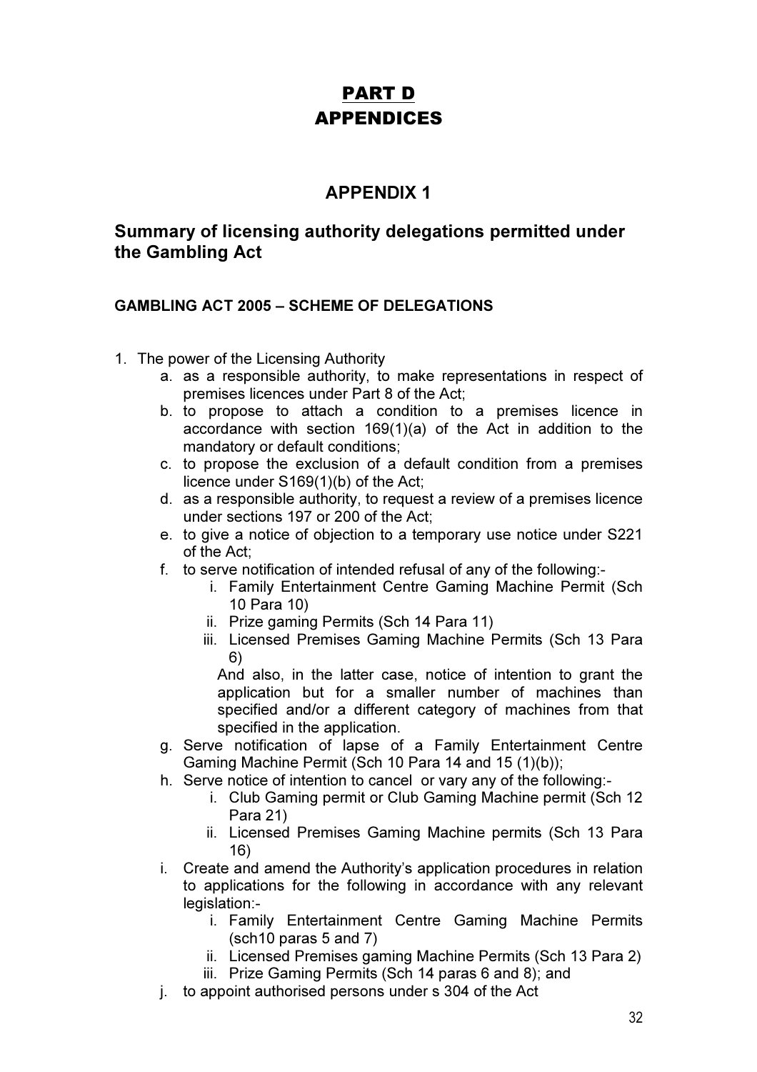# PART D
# APPENDICES

## APPENDIX 1

## Summary of licensing authority delegations permitted under the Gambling Act

### GAMBLING ACT 2005 – SCHEME OF DELEGATIONS

1. The power of the Licensing Authority
   a. as a responsible authority, to make representations in respect of premises licences under Part 8 of the Act;
   b. to propose to attach a condition to a premises licence in accordance with section 169(1)(a) of the Act in addition to the mandatory or default conditions;
   c. to propose the exclusion of a default condition from a premises licence under S169(1)(b) of the Act;
   d. as a responsible authority, to request a review of a premises licence under sections 197 or 200 of the Act;
   e. to give a notice of objection to a temporary use notice under S221 of the Act;
   f. to serve notification of intended refusal of any of the following:-
      i. Family Entertainment Centre Gaming Machine Permit (Sch 10 Para 10)
      ii. Prize gaming Permits (Sch 14 Para 11)
      iii. Licensed Premises Gaming Machine Permits (Sch 13 Para 6)

      And also, in the latter case, notice of intention to grant the application but for a smaller number of machines than specified and/or a different category of machines from that specified in the application.
   g. Serve notification of lapse of a Family Entertainment Centre Gaming Machine Permit (Sch 10 Para 14 and 15 (1)(b));
   h. Serve notice of intention to cancel or vary any of the following:-
      i. Club Gaming permit or Club Gaming Machine permit (Sch 12 Para 21)
      ii. Licensed Premises Gaming Machine permits (Sch 13 Para 16)
   i. Create and amend the Authority's application procedures in relation to applications for the following in accordance with any relevant legislation:-
      i. Family Entertainment Centre Gaming Machine Permits (sch10 paras 5 and 7)
      ii. Licensed Premises gaming Machine Permits (Sch 13 Para 2)
      iii. Prize Gaming Permits (Sch 14 paras 6 and 8); and
   j. to appoint authorised persons under s 304 of the Act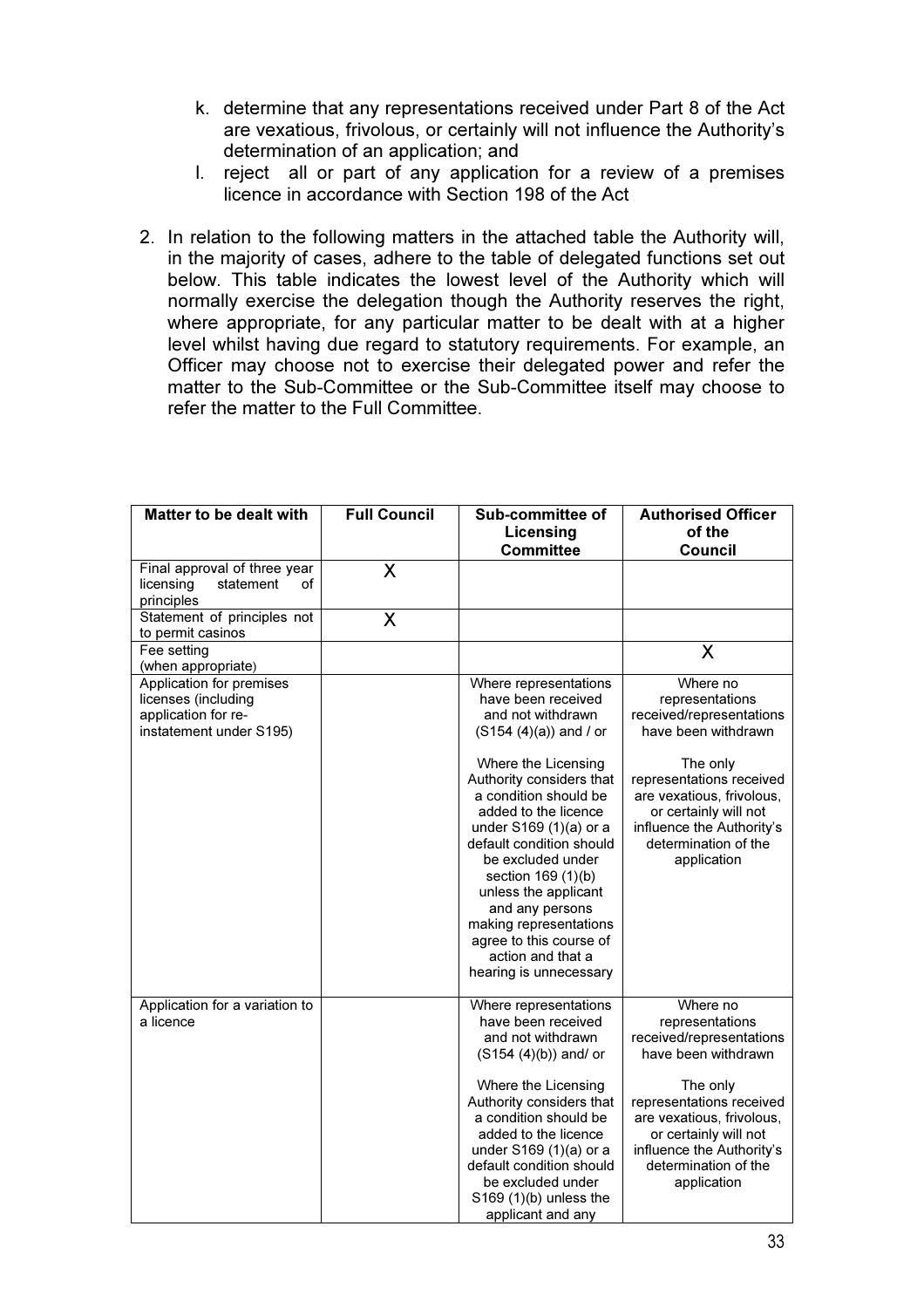k. determine that any representations received under Part 8 of the Act are vexatious, frivolous, or certainly will not influence the Authority's determination of an application; and
l. reject all or part of any application for a review of a premises licence in accordance with Section 198 of the Act

2. In relation to the following matters in the attached table the Authority will, in the majority of cases, adhere to the table of delegated functions set out below. This table indicates the lowest level of the Authority which will normally exercise the delegation though the Authority reserves the right, where appropriate, for any particular matter to be dealt with at a higher level whilst having due regard to statutory requirements. For example, an Officer may choose not to exercise their delegated power and refer the matter to the Sub-Committee or the Sub-Committee itself may choose to refer the matter to the Full Committee.

| Matter to be dealt with | Full Council | Sub-committee of Licensing Committee | Authorised Officer of the Council |
|---|---|---|---|
| Final approval of three year licensing statement of principles | X | | |
| Statement of principles not to permit casinos | X | | |
| Fee setting (when appropriate) | | | X |
| Application for premises licenses (including application for re-instatement under S195) | | Where representations have been received and not withdrawn (S154 (4)(a)) and / or<br><br>Where the Licensing Authority considers that a condition should be added to the licence under S169 (1)(a) or a default condition should be excluded under section 169 (1)(b) unless the applicant and any persons making representations agree to this course of action and that a hearing is unnecessary | Where no representations received/representations have been withdrawn<br><br>The only representations received are vexatious, frivolous, or certainly will not influence the Authority's determination of the application |
| Application for a variation to a licence | | Where representations have been received and not withdrawn (S154 (4)(b)) and/ or<br><br>Where the Licensing Authority considers that a condition should be added to the licence under S169 (1)(a) or a default condition should be excluded under S169 (1)(b) unless the applicant and any | Where no representations received/representations have been withdrawn<br><br>The only representations received are vexatious, frivolous, or certainly will not influence the Authority's determination of the application |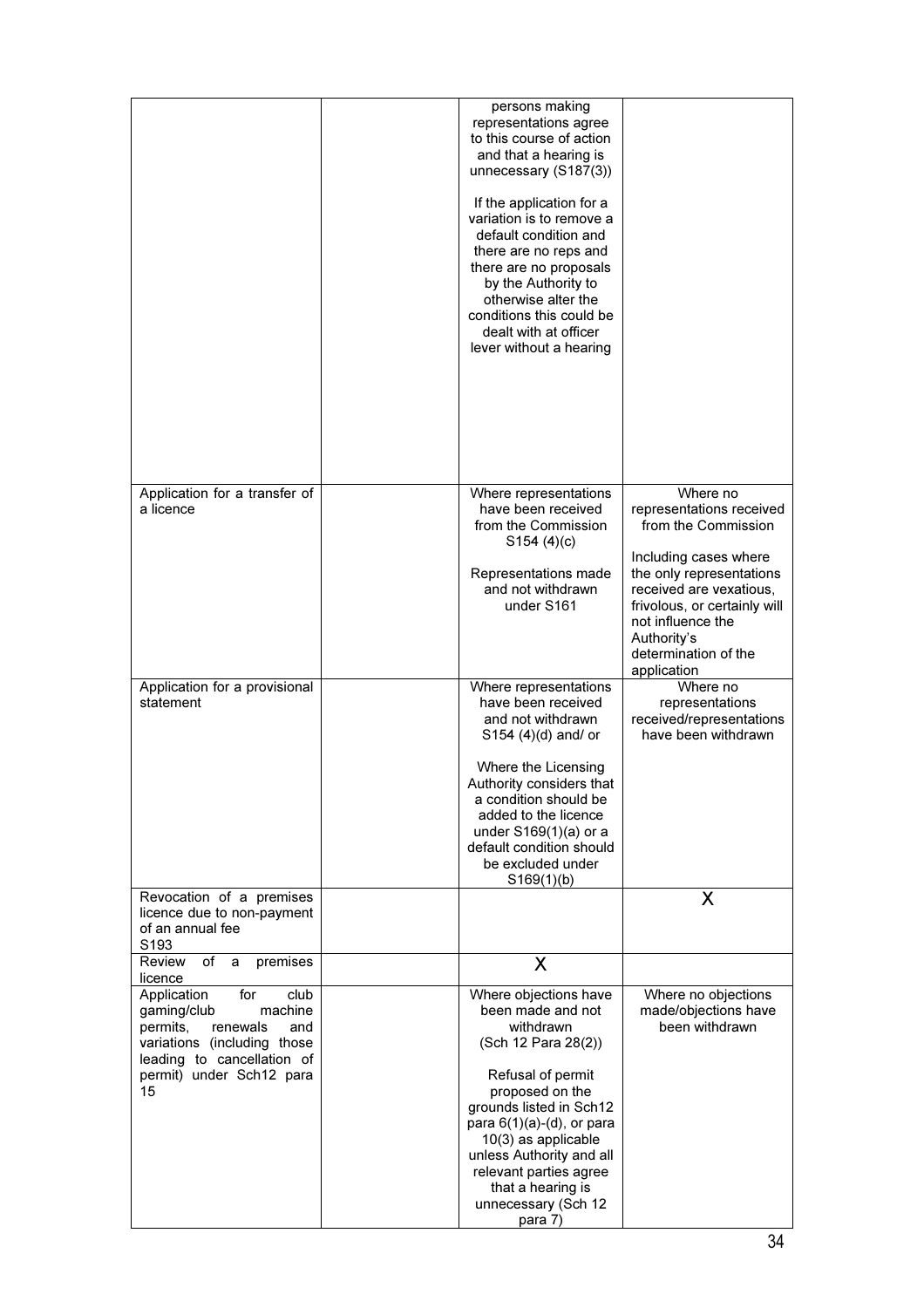| | | | |
|---|---|---|---|
| | | persons making representations agree to this course of action and that a hearing is unnecessary (S187(3))<br><br>If the application for a variation is to remove a default condition and there are no reps and there are no proposals by the Authority to otherwise alter the conditions this could be dealt with at officer lever without a hearing | |
| Application for a transfer of a licence | | Where representations have been received from the Commission S154 (4)(c)<br><br>Representations made and not withdrawn under S161 | Where no representations received from the Commission<br><br>Including cases where the only representations received are vexatious, frivolous, or certainly will not influence the Authority's determination of the application |
| Application for a provisional statement | | Where representations have been received and not withdrawn S154 (4)(d) and/ or<br><br>Where the Licensing Authority considers that a condition should be added to the licence under S169(1)(a) or a default condition should be excluded under S169(1)(b) | Where no representations received/representations have been withdrawn |
| Revocation of a premises licence due to non-payment of an annual fee S193 | | | X |
| Review of a premises licence | | X | |
| Application for club gaming/club machine permits, renewals and variations (including those leading to cancellation of permit) under Sch12 para 15 | | Where objections have been made and not withdrawn (Sch 12 Para 28(2))<br><br>Refusal of permit proposed on the grounds listed in Sch12 para 6(1)(a)-(d), or para 10(3) as applicable unless Authority and all relevant parties agree that a hearing is unnecessary (Sch 12 para 7) | Where no objections made/objections have been withdrawn |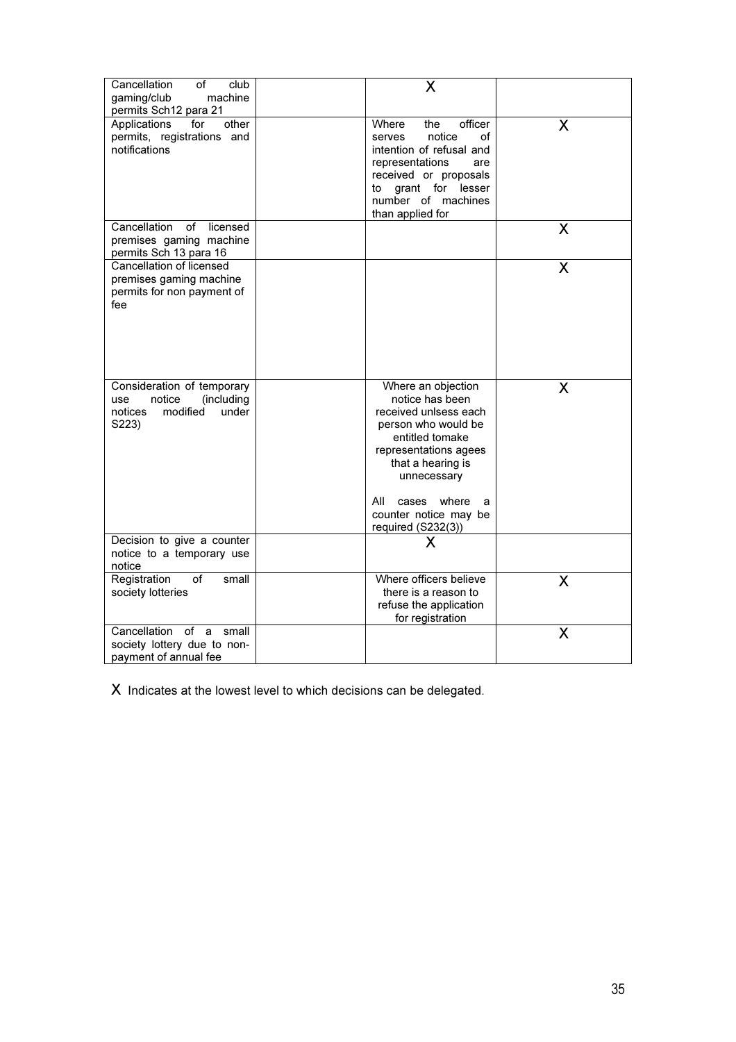| | | | |
|---|---|---|---|
| Cancellation of club gaming/club machine permits Sch12 para 21 | | X | |
| Applications for other permits, registrations and notifications | | Where the officer serves notice of intention of refusal and representations are received or proposals to grant for lesser number of machines than applied for | X |
| Cancellation of licensed premises gaming machine permits Sch 13 para 16 | | | X |
| Cancellation of licensed premises gaming machine permits for non payment of fee | | | X |
| Consideration of temporary use notice (including notices modified under S223) | | Where an objection notice has been received unlsess each person who would be entitled tomake representations agees that a hearing is unnecessary<br><br>All cases where a counter notice may be required (S232(3)) | X |
| Decision to give a counter notice to a temporary use notice | | X | |
| Registration of small society lotteries | | Where officers believe there is a reason to refuse the application for registration | X |
| Cancellation of a small society lottery due to non-payment of annual fee | | | X |

X Indicates at the lowest level to which decisions can be delegated.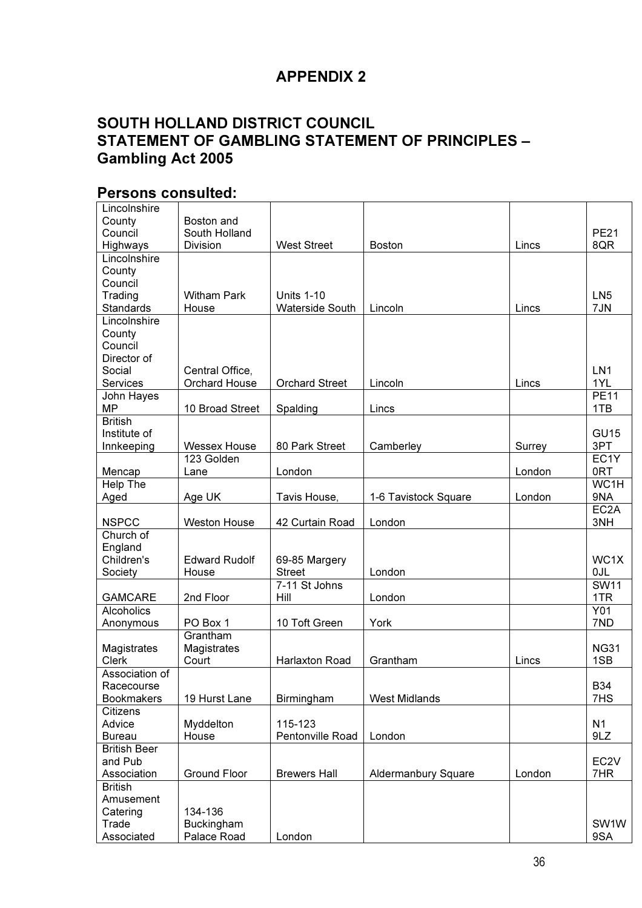# APPENDIX 2

## SOUTH HOLLAND DISTRICT COUNCIL
## STATEMENT OF GAMBLING STATEMENT OF PRINCIPLES – Gambling Act 2005

## Persons consulted:

| | | | | | |
|---|---|---|---|---|---|
| Lincolnshire County Council Highways | Boston and South Holland Division | West Street | Boston | Lincs | PE21 8QR |
| Lincolnshire County Council Trading Standards | Witham Park House | Units 1-10 Waterside South | Lincoln | Lincs | LN5 7JN |
| Lincolnshire County Council Director of Social Services | Central Office, Orchard House | Orchard Street | Lincoln | Lincs | LN1 1YL |
| John Hayes MP | 10 Broad Street | Spalding | Lincs | | PE11 1TB |
| British Institute of Innkeeping | Wessex House | 80 Park Street | Camberley | Surrey | GU15 3PT |
| Mencap | 123 Golden Lane | London | | London | EC1Y 0RT |
| Help The Aged | Age UK | Tavis House, | 1-6 Tavistock Square | London | WC1H 9NA |
| NSPCC | Weston House | 42 Curtain Road | London | | EC2A 3NH |
| Church of England Children's Society | Edward Rudolf House | 69-85 Margery Street | London | | WC1X 0JL |
| GAMCARE | 2nd Floor | 7-11 St Johns Hill | London | | SW11 1TR |
| Alcoholics Anonymous | PO Box 1 | 10 Toft Green | York | | Y01 7ND |
| Magistrates Clerk | Grantham Magistrates Court | Harlaxton Road | Grantham | Lincs | NG31 1SB |
| Association of Racecourse Bookmakers | 19 Hurst Lane | Birmingham | West Midlands | | B34 7HS |
| Citizens Advice Bureau | Myddelton House | 115-123 Pentonville Road | London | | N1 9LZ |
| British Beer and Pub Association | Ground Floor | Brewers Hall | Aldermanbury Square | London | EC2V 7HR |
| British Amusement Catering Trade Associated | 134-136 Buckingham Palace Road | London | | | SW1W 9SA |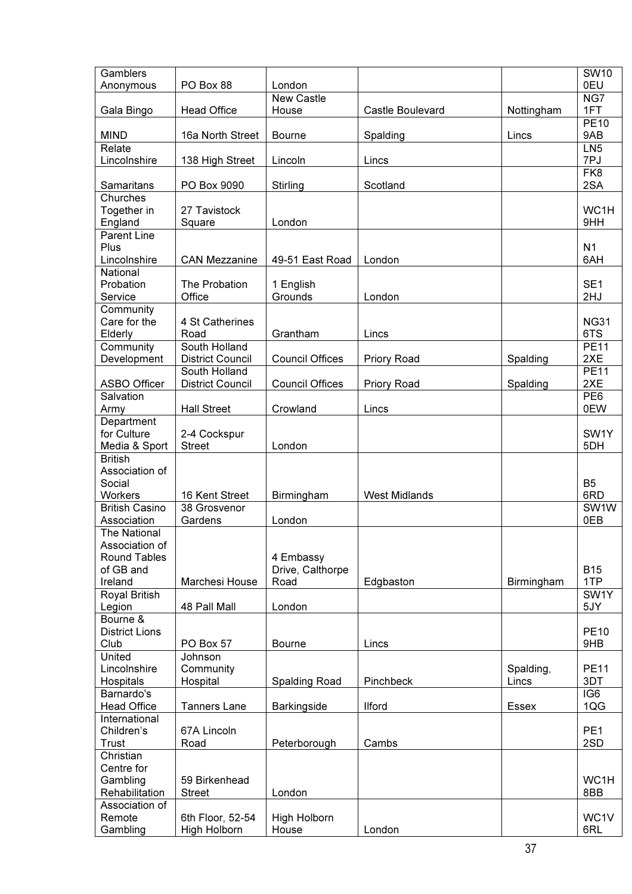| Gamblers Anonymous | PO Box 88 | London | | | SW10 0EU |
|---|---|---|---|---|---|
| Gala Bingo | Head Office | New Castle House | Castle Boulevard | Nottingham | NG7 1FT |
| MIND | 16a North Street | Bourne | Spalding | Lincs | PE10 9AB |
| Relate Lincolnshire | 138 High Street | Lincoln | Lincs | | LN5 7PJ |
| Samaritans | PO Box 9090 | Stirling | Scotland | | FK8 2SA |
| Churches Together in England | 27 Tavistock Square | London | | | WC1H 9HH |
| Parent Line Plus Lincolnshire | CAN Mezzanine | 49-51 East Road | London | | N1 6AH |
| National Probation Service | The Probation Office | 1 English Grounds | London | | SE1 2HJ |
| Community Care for the Elderly | 4 St Catherines Road | Grantham | Lincs | | NG31 6TS |
| Community Development | South Holland District Council | Council Offices | Priory Road | Spalding | PE11 2XE |
| ASBO Officer | South Holland District Council | Council Offices | Priory Road | Spalding | PE11 2XE |
| Salvation Army | Hall Street | Crowland | Lincs | | PE6 0EW |
| Department for Culture Media & Sport | 2-4 Cockspur Street | London | | | SW1Y 5DH |
| British Association of Social Workers | 16 Kent Street | Birmingham | West Midlands | | B5 6RD |
| British Casino Association | 38 Grosvenor Gardens | London | | | SW1W 0EB |
| The National Association of Round Tables of GB and Ireland | Marchesi House | 4 Embassy Drive, Calthorpe Road | Edgbaston | Birmingham | B15 1TP |
| Royal British Legion | 48 Pall Mall | London | | | SW1Y 5JY |
| Bourne & District Lions Club | PO Box 57 | Bourne | Lincs | | PE10 9HB |
| United Lincolnshire Hospitals | Johnson Community Hospital | Spalding Road | Pinchbeck | Spalding, Lincs | PE11 3DT |
| Barnardo's Head Office | Tanners Lane | Barkingside | Ilford | Essex | IG6 1QG |
| International Children’s Trust | 67A Lincoln Road | Peterborough | Cambs | | PE1 2SD |
| Christian Centre for Gambling Rehabilitation | 59 Birkenhead Street | London | | | WC1H 8BB |
| Association of Remote Gambling | 6th Floor, 52-54 High Holborn | High Holborn House | London | | WC1V 6RL |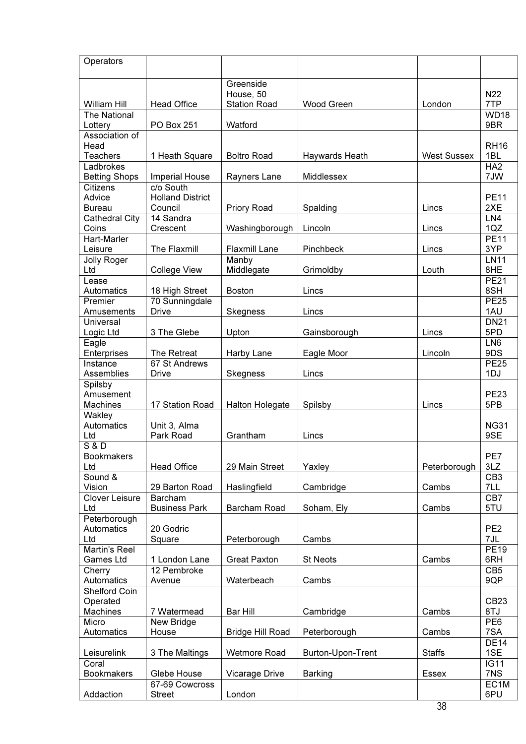| Operators | | | | | |
|---|---|---|---|---|---|
| William Hill | Head Office | Greenside House, 50 Station Road | Wood Green | London | N22 7TP |
| The National Lottery | PO Box 251 | Watford | | | WD18 9BR |
| Association of Head Teachers | 1 Heath Square | Boltro Road | Haywards Heath | West Sussex | RH16 1BL |
| Ladbrokes Betting Shops | Imperial House | Rayners Lane | Middlessex | | HA2 7JW |
| Citizens Advice Bureau | c/o South Holland District Council | Priory Road | Spalding | Lincs | PE11 2XE |
| Cathedral City Coins | 14 Sandra Crescent | Washingborough | Lincoln | Lincs | LN4 1QZ |
| Hart-Marler Leisure | The Flaxmill | Flaxmill Lane | Pinchbeck | Lincs | PE11 3YP |
| Jolly Roger Ltd | College View | Manby Middlegate | Grimoldby | Louth | LN11 8HE |
| Lease Automatics | 18 High Street | Boston | Lincs | | PE21 8SH |
| Premier Amusements | 70 Sunningdale Drive | Skegness | Lincs | | PE25 1AU |
| Universal Logic Ltd | 3 The Glebe | Upton | Gainsborough | Lincs | DN21 5PD |
| Eagle Enterprises | The Retreat | Harby Lane | Eagle Moor | Lincoln | LN6 9DS |
| Instance Assemblies | 67 St Andrews Drive | Skegness | Lincs | | PE25 1DJ |
| Spilsby Amusement Machines | 17 Station Road | Halton Holegate | Spilsby | Lincs | PE23 5PB |
| Wakley Automatics Ltd | Unit 3, Alma Park Road | Grantham | Lincs | | NG31 9SE |
| S & D Bookmakers Ltd | Head Office | 29 Main Street | Yaxley | Peterborough | PE7 3LZ |
| Sound & Vision | 29 Barton Road | Haslingfield | Cambridge | Cambs | CB3 7LL |
| Clover Leisure Ltd | Barcham Business Park | Barcham Road | Soham, Ely | Cambs | CB7 5TU |
| Peterborough Automatics Ltd | 20 Godric Square | Peterborough | Cambs | | PE2 7JL |
| Martin's Reel Games Ltd | 1 London Lane | Great Paxton | St Neots | Cambs | PE19 6RH |
| Cherry Automatics | 12 Pembroke Avenue | Waterbeach | Cambs | | CB5 9QP |
| Shelford Coin Operated Machines | 7 Watermead | Bar Hill | Cambridge | Cambs | CB23 8TJ |
| Micro Automatics | New Bridge House | Bridge Hill Road | Peterborough | Cambs | PE6 7SA |
| Leisurelink | 3 The Maltings | Wetmore Road | Burton-Upon-Trent | Staffs | DE14 1SE |
| Coral Bookmakers | Glebe House | Vicarage Drive | Barking | Essex | IG11 7NS |
| Addaction | 67-69 Cowcross Street | London | | | EC1M 6PU |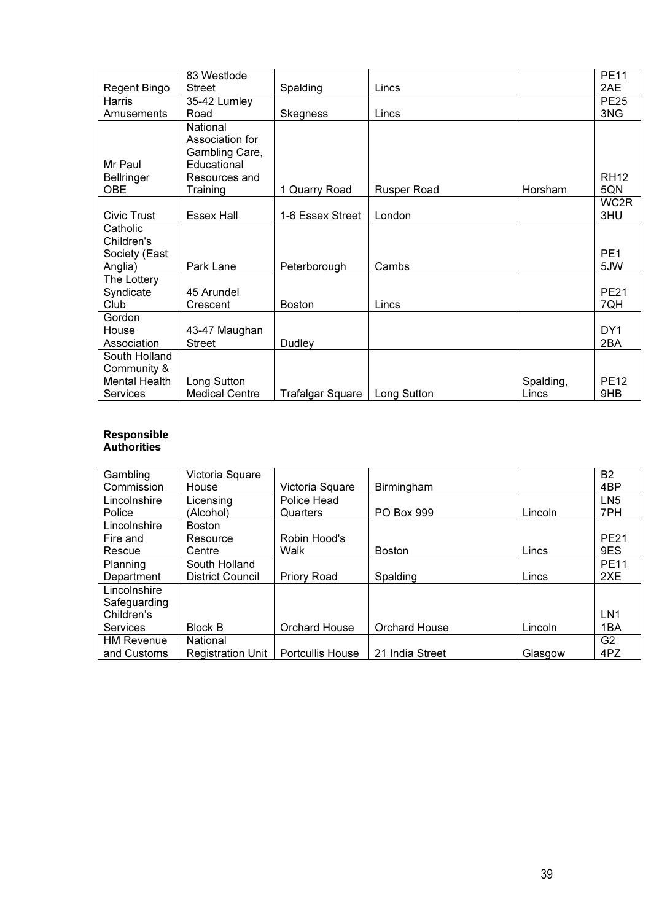| | | | | | |
|---|---|---|---|---|---|
| Regent Bingo | 83 Westlode Street | Spalding | Lincs | | PE11 2AE |
| Harris Amusements | 35-42 Lumley Road | Skegness | Lincs | | PE25 3NG |
| Mr Paul Bellringer OBE | National Association for Gambling Care, Educational Resources and Training | 1 Quarry Road | Rusper Road | Horsham | RH12 5QN |
| Civic Trust | Essex Hall | 1-6 Essex Street | London | | WC2R 3HU |
| Catholic Children's Society (East Anglia) | Park Lane | Peterborough | Cambs | | PE1 5JW |
| The Lottery Syndicate Club | 45 Arundel Crescent | Boston | Lincs | | PE21 7QH |
| Gordon House Association | 43-47 Maughan Street | Dudley | | | DY1 2BA |
| South Holland Community & Mental Health Services | Long Sutton Medical Centre | Trafalgar Square | Long Sutton | Spalding, Lincs | PE12 9HB |

**Responsible Authorities**

| | | | | | |
|---|---|---|---|---|---|
| Gambling Commission | Victoria Square House | Victoria Square | Birmingham | | B2 4BP |
| Lincolnshire Police | Licensing (Alcohol) | Police Head Quarters | PO Box 999 | Lincoln | LN5 7PH |
| Lincolnshire Fire and Rescue | Boston Resource Centre | Robin Hood's Walk | Boston | Lincs | PE21 9ES |
| Planning Department | South Holland District Council | Priory Road | Spalding | Lincs | PE11 2XE |
| Lincolnshire Safeguarding Children's Services | Block B | Orchard House | Orchard House | Lincoln | LN1 1BA |
| HM Revenue and Customs | National Registration Unit | Portcullis House | 21 India Street | Glasgow | G2 4PZ |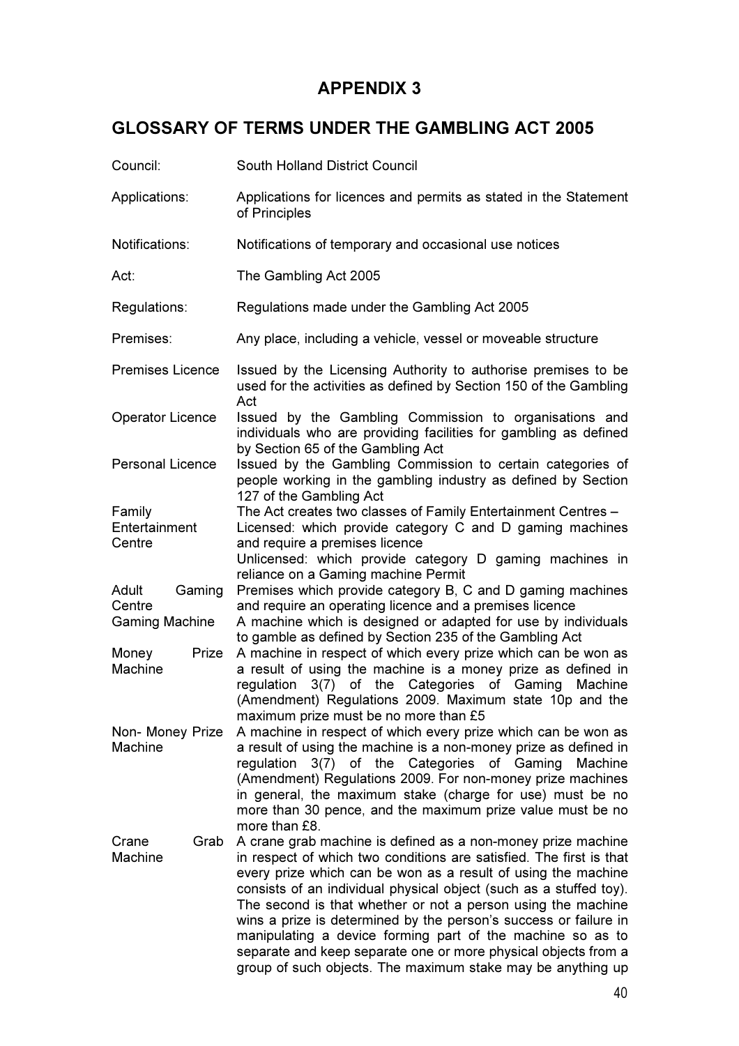# APPENDIX 3

## GLOSSARY OF TERMS UNDER THE GAMBLING ACT 2005

| Term | Definition |
| --- | --- |
| Council: | South Holland District Council |
| Applications: | Applications for licences and permits as stated in the Statement of Principles |
| Notifications: | Notifications of temporary and occasional use notices |
| Act: | The Gambling Act 2005 |
| Regulations: | Regulations made under the Gambling Act 2005 |
| Premises: | Any place, including a vehicle, vessel or moveable structure |
| Premises Licence | Issued by the Licensing Authority to authorise premises to be used for the activities as defined by Section 150 of the Gambling Act |
| Operator Licence | Issued by the Gambling Commission to organisations and individuals who are providing facilities for gambling as defined by Section 65 of the Gambling Act |
| Personal Licence | Issued by the Gambling Commission to certain categories of people working in the gambling industry as defined by Section 127 of the Gambling Act |
| Family Entertainment Centre | The Act creates two classes of Family Entertainment Centres – Licensed: which provide category C and D gaming machines and require a premises licence<br>Unlicensed: which provide category D gaming machines in reliance on a Gaming machine Permit |
| Adult Gaming Centre | Premises which provide category B, C and D gaming machines and require an operating licence and a premises licence |
| Gaming Machine | A machine which is designed or adapted for use by individuals to gamble as defined by Section 235 of the Gambling Act |
| Money Prize Machine | A machine in respect of which every prize which can be won as a result of using the machine is a money prize as defined in regulation 3(7) of the Categories of Gaming Machine (Amendment) Regulations 2009. Maximum state 10p and the maximum prize must be no more than £5 |
| Non- Money Prize Machine | A machine in respect of which every prize which can be won as a result of using the machine is a non-money prize as defined in regulation 3(7) of the Categories of Gaming Machine (Amendment) Regulations 2009. For non-money prize machines in general, the maximum stake (charge for use) must be no more than 30 pence, and the maximum prize value must be no more than £8. |
| Crane Grab Machine | A crane grab machine is defined as a non-money prize machine in respect of which two conditions are satisfied. The first is that every prize which can be won as a result of using the machine consists of an individual physical object (such as a stuffed toy). The second is that whether or not a person using the machine wins a prize is determined by the person's success or failure in manipulating a device forming part of the machine so as to separate and keep separate one or more physical objects from a group of such objects. The maximum stake may be anything up |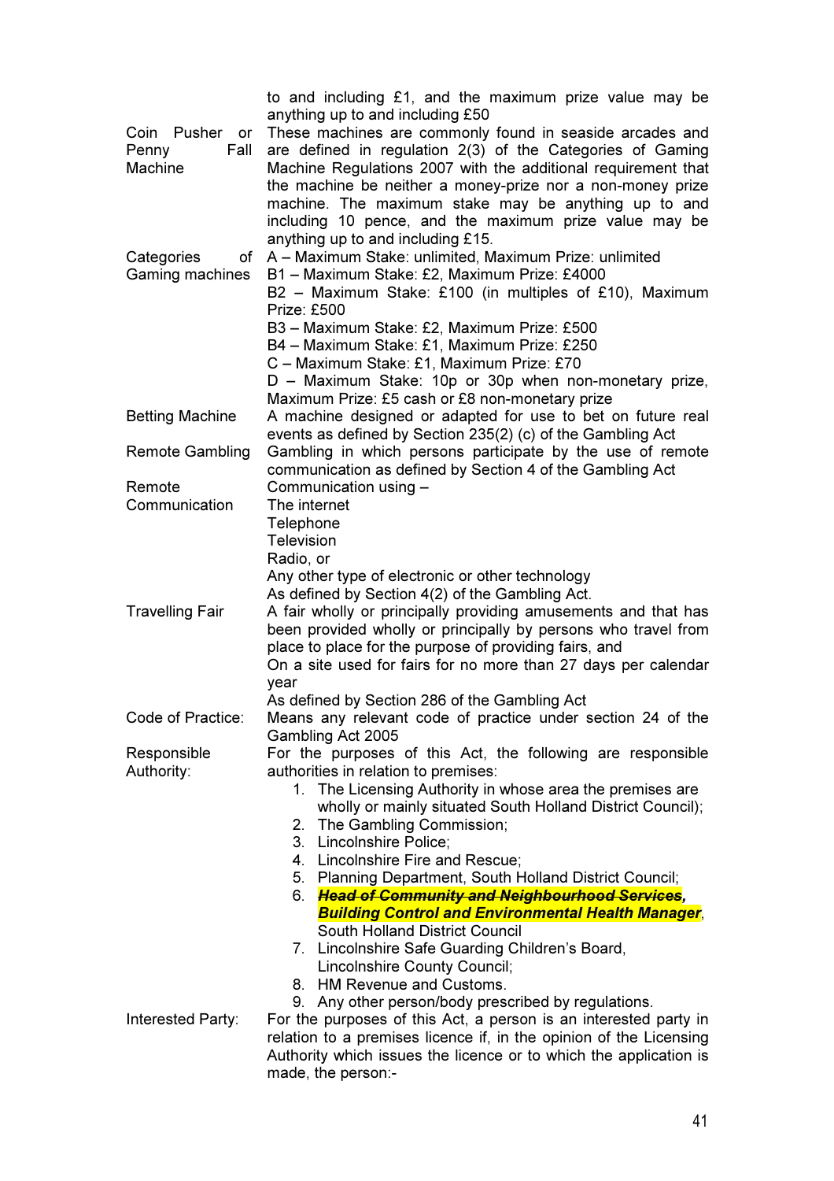| | |
|---|---|
| | to and including £1, and the maximum prize value may be anything up to and including £50 |
| Coin Pusher or Penny Fall Machine | These machines are commonly found in seaside arcades and are defined in regulation 2(3) of the Categories of Gaming Machine Regulations 2007 with the additional requirement that the machine be neither a money-prize nor a non-money prize machine. The maximum stake may be anything up to and including 10 pence, and the maximum prize value may be anything up to and including £15. |
| Categories of Gaming machines | A – Maximum Stake: unlimited, Maximum Prize: unlimited<br>B1 – Maximum Stake: £2, Maximum Prize: £4000<br>B2 – Maximum Stake: £100 (in multiples of £10), Maximum Prize: £500<br>B3 – Maximum Stake: £2, Maximum Prize: £500<br>B4 – Maximum Stake: £1, Maximum Prize: £250<br>C – Maximum Stake: £1, Maximum Prize: £70<br>D – Maximum Stake: 10p or 30p when non-monetary prize, Maximum Prize: £5 cash or £8 non-monetary prize |
| Betting Machine | A machine designed or adapted for use to bet on future real events as defined by Section 235(2) (c) of the Gambling Act |
| Remote Gambling | Gambling in which persons participate by the use of remote communication as defined by Section 4 of the Gambling Act |
| Remote Communication | Communication using –<br>The internet<br>Telephone<br>Television<br>Radio, or<br>Any other type of electronic or other technology<br>As defined by Section 4(2) of the Gambling Act. |
| Travelling Fair | A fair wholly or principally providing amusements and that has been provided wholly or principally by persons who travel from place to place for the purpose of providing fairs, and<br>On a site used for fairs for no more than 27 days per calendar year<br>As defined by Section 286 of the Gambling Act |
| Code of Practice: | Means any relevant code of practice under section 24 of the Gambling Act 2005 |
| Responsible Authority: | For the purposes of this Act, the following are responsible authorities in relation to premises:<br>1. The Licensing Authority in whose area the premises are wholly or mainly situated South Holland District Council);<br>2. The Gambling Commission;<br>3. Lincolnshire Police;<br>4. Lincolnshire Fire and Rescue;<br>5. Planning Department, South Holland District Council;<br>6. ~~***Head of Community and Neighbourhood Services***~~***, Building Control and Environmental Health Manager***, South Holland District Council<br>7. Lincolnshire Safe Guarding Children's Board, Lincolnshire County Council;<br>8. HM Revenue and Customs.<br>9. Any other person/body prescribed by regulations. |
| Interested Party: | For the purposes of this Act, a person is an interested party in relation to a premises licence if, in the opinion of the Licensing Authority which issues the licence or to which the application is made, the person:- |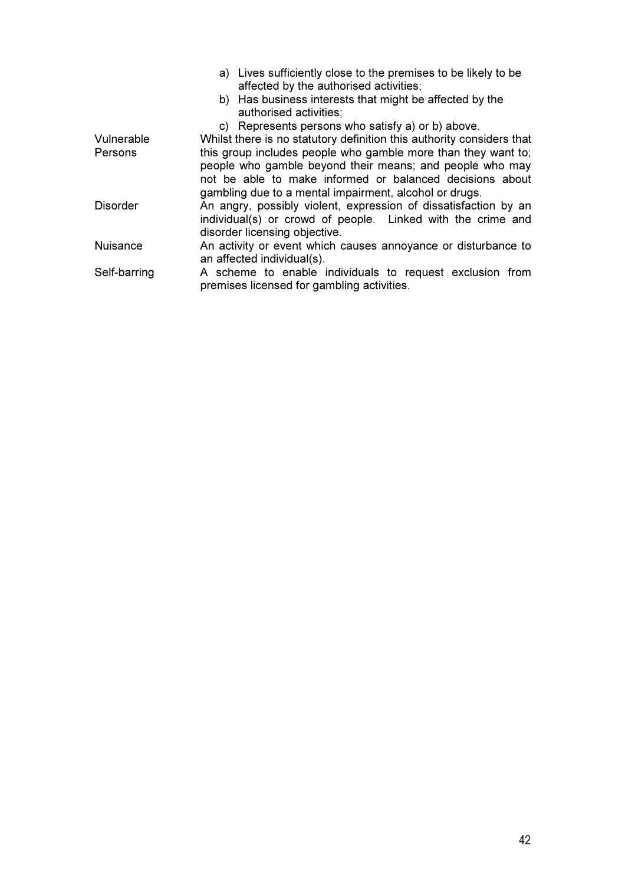|  |  |
|---|---|
|  | a) Lives sufficiently close to the premises to be likely to be affected by the authorised activities;<br>b) Has business interests that might be affected by the authorised activities;<br>c) Represents persons who satisfy a) or b) above. |
| Vulnerable Persons | Whilst there is no statutory definition this authority considers that this group includes people who gamble more than they want to; people who gamble beyond their means; and people who may not be able to make informed or balanced decisions about gambling due to a mental impairment, alcohol or drugs. |
| Disorder | An angry, possibly violent, expression of dissatisfaction by an individual(s) or crowd of people. Linked with the crime and disorder licensing objective. |
| Nuisance | An activity or event which causes annoyance or disturbance to an affected individual(s). |
| Self-barring | A scheme to enable individuals to request exclusion from premises licensed for gambling activities. |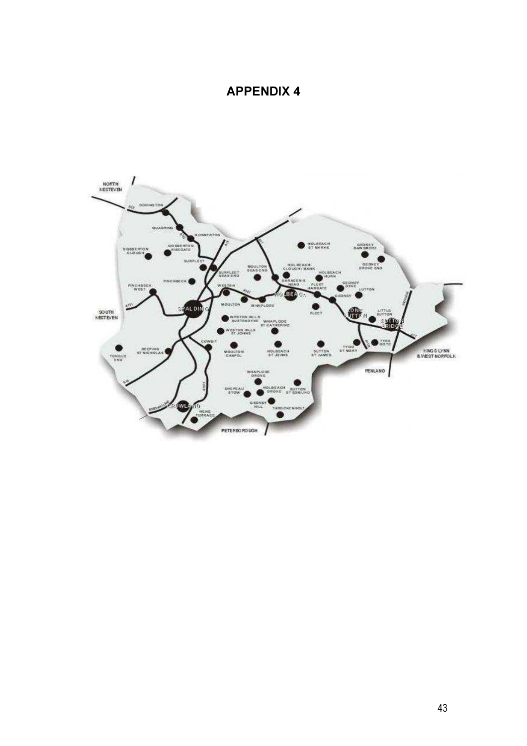# APPENDIX 4

NORTH KESTEVEN

DONINGTON

QUADRING

GOSBERTON

GOSBERTON CLOUGH

GOSBERTON RISEGATE

SURFLEET

SURFLEET SEAS END

PINCHBECK

PINCHBECK WEST

SOUTH KESTEVEN

SPALDING

WESTON

MOULTON

WHAPLODE

MOULTON SEAS END

HOLBEACH ST MARKS

HOLBEACH CLOUGH/BANK

SARACEN'S HEAD

HOLBEACH

HOLBEACH HURN

FLEET HARGATE

FLEET

GEDNEY DAWSMERE

GEDNEY DROVE END

GEDNEY DYKE

GEDNEY

LUTTON

LONG SUTTON

LITTLE SUTTON

SUTTON BRIDGE

TYDD GOTE

TYDD ST MARY

WESTON HILLS AUSTENDYKE

WESTON HILLS ST JOHNS

WHAPLODE ST CATHERINE

COWBIT

DEEPING ST NICHOLAS

TONGUE END

MOULTON CHAPEL

HOLBEACH ST JOHNS

SUTTON ST JAMES

WHAPLODE DROVE

SHEPEAU STOW

HOLBEACH DROVE

SUTTON ST EDMUND

GEDNEY HILL

THROCKENHOLT

CROWLAND

NENE TERRACE

PETERBOROUGH

FENLAND

KINGS LYNN & WEST NORFOLK

A52

A152

A16

A17

A151

A1073

A16

A1101